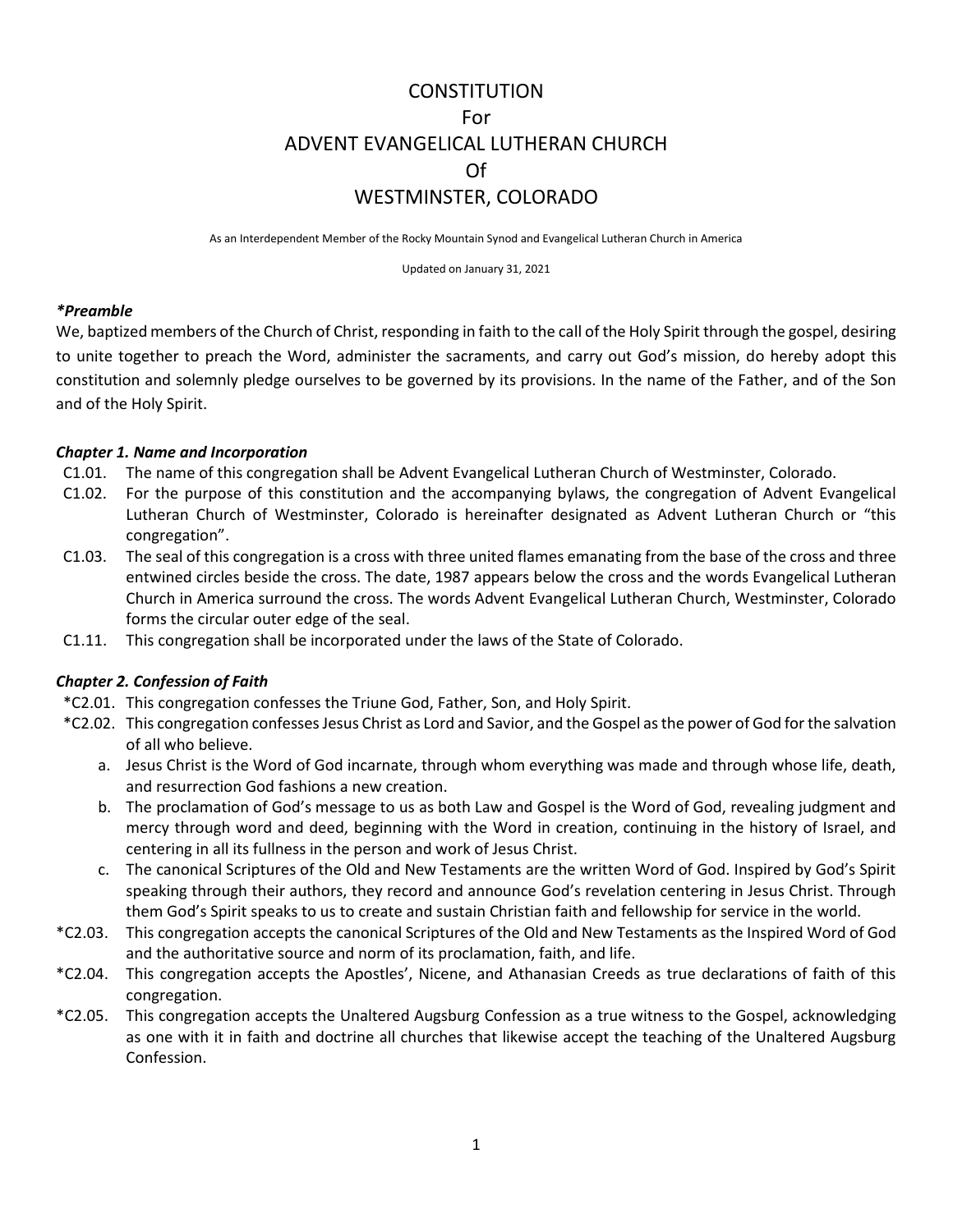# CONSTITUTION
# For
# ADVENT EVANGELICAL LUTHERAN CHURCH
# Of
# WESTMINSTER, COLORADO

As an Interdependent Member of the Rocky Mountain Synod and Evangelical Lutheran Church in America

Updated on January 31, 2021

### *\*Preamble*

We, baptized members of the Church of Christ, responding in faith to the call of the Holy Spirit through the gospel, desiring to unite together to preach the Word, administer the sacraments, and carry out God's mission, do hereby adopt this constitution and solemnly pledge ourselves to be governed by its provisions. In the name of the Father, and of the Son and of the Holy Spirit.

### *Chapter 1. Name and Incorporation*

C1.01. The name of this congregation shall be Advent Evangelical Lutheran Church of Westminster, Colorado.

C1.02. For the purpose of this constitution and the accompanying bylaws, the congregation of Advent Evangelical Lutheran Church of Westminster, Colorado is hereinafter designated as Advent Lutheran Church or "this congregation".

C1.03. The seal of this congregation is a cross with three united flames emanating from the base of the cross and three entwined circles beside the cross. The date, 1987 appears below the cross and the words Evangelical Lutheran Church in America surround the cross. The words Advent Evangelical Lutheran Church, Westminster, Colorado forms the circular outer edge of the seal.

C1.11. This congregation shall be incorporated under the laws of the State of Colorado.

### *Chapter 2. Confession of Faith*

*C2.01. This congregation confesses the Triune God, Father, Son, and Holy Spirit.

*C2.02. This congregation confesses Jesus Christ as Lord and Savior, and the Gospel as the power of God for the salvation of all who believe.

a. Jesus Christ is the Word of God incarnate, through whom everything was made and through whose life, death, and resurrection God fashions a new creation.

b. The proclamation of God's message to us as both Law and Gospel is the Word of God, revealing judgment and mercy through word and deed, beginning with the Word in creation, continuing in the history of Israel, and centering in all its fullness in the person and work of Jesus Christ.

c. The canonical Scriptures of the Old and New Testaments are the written Word of God. Inspired by God's Spirit speaking through their authors, they record and announce God's revelation centering in Jesus Christ. Through them God's Spirit speaks to us to create and sustain Christian faith and fellowship for service in the world.

*C2.03. This congregation accepts the canonical Scriptures of the Old and New Testaments as the Inspired Word of God and the authoritative source and norm of its proclamation, faith, and life.

*C2.04. This congregation accepts the Apostles', Nicene, and Athanasian Creeds as true declarations of faith of this congregation.

*C2.05. This congregation accepts the Unaltered Augsburg Confession as a true witness to the Gospel, acknowledging as one with it in faith and doctrine all churches that likewise accept the teaching of the Unaltered Augsburg Confession.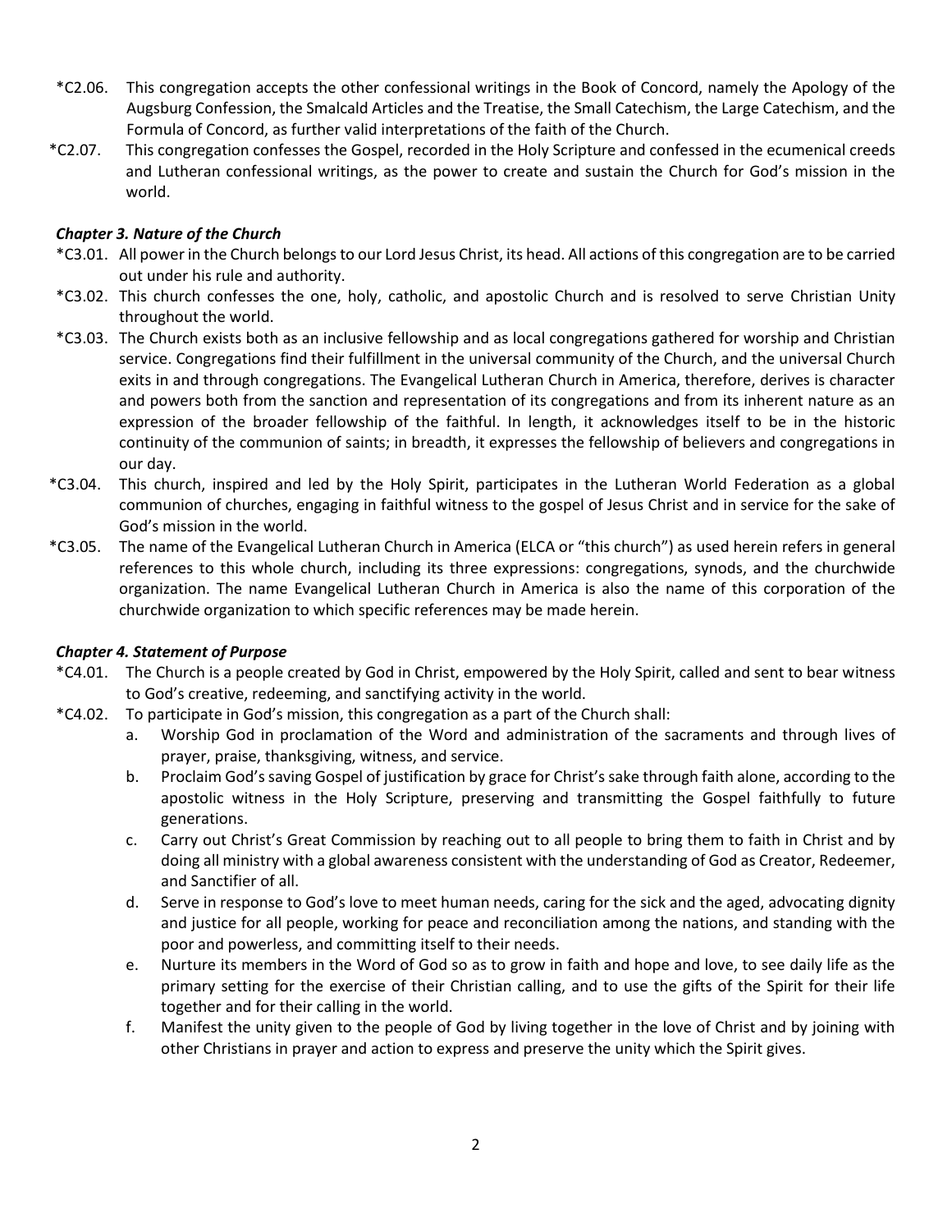*C2.06. This congregation accepts the other confessional writings in the Book of Concord, namely the Apology of the Augsburg Confession, the Smalcald Articles and the Treatise, the Small Catechism, the Large Catechism, and the Formula of Concord, as further valid interpretations of the faith of the Church.

*C2.07. This congregation confesses the Gospel, recorded in the Holy Scripture and confessed in the ecumenical creeds and Lutheran confessional writings, as the power to create and sustain the Church for God's mission in the world.

### *Chapter 3. Nature of the Church*

*C3.01. All power in the Church belongs to our Lord Jesus Christ, its head. All actions of this congregation are to be carried out under his rule and authority.

*C3.02. This church confesses the one, holy, catholic, and apostolic Church and is resolved to serve Christian Unity throughout the world.

*C3.03. The Church exists both as an inclusive fellowship and as local congregations gathered for worship and Christian service. Congregations find their fulfillment in the universal community of the Church, and the universal Church exits in and through congregations. The Evangelical Lutheran Church in America, therefore, derives is character and powers both from the sanction and representation of its congregations and from its inherent nature as an expression of the broader fellowship of the faithful. In length, it acknowledges itself to be in the historic continuity of the communion of saints; in breadth, it expresses the fellowship of believers and congregations in our day.

*C3.04. This church, inspired and led by the Holy Spirit, participates in the Lutheran World Federation as a global communion of churches, engaging in faithful witness to the gospel of Jesus Christ and in service for the sake of God's mission in the world.

*C3.05. The name of the Evangelical Lutheran Church in America (ELCA or "this church") as used herein refers in general references to this whole church, including its three expressions: congregations, synods, and the churchwide organization. The name Evangelical Lutheran Church in America is also the name of this corporation of the churchwide organization to which specific references may be made herein.

### *Chapter 4. Statement of Purpose*

*C4.01. The Church is a people created by God in Christ, empowered by the Holy Spirit, called and sent to bear witness to God's creative, redeeming, and sanctifying activity in the world.

*C4.02. To participate in God's mission, this congregation as a part of the Church shall:

a. Worship God in proclamation of the Word and administration of the sacraments and through lives of prayer, praise, thanksgiving, witness, and service.

b. Proclaim God's saving Gospel of justification by grace for Christ's sake through faith alone, according to the apostolic witness in the Holy Scripture, preserving and transmitting the Gospel faithfully to future generations.

c. Carry out Christ's Great Commission by reaching out to all people to bring them to faith in Christ and by doing all ministry with a global awareness consistent with the understanding of God as Creator, Redeemer, and Sanctifier of all.

d. Serve in response to God's love to meet human needs, caring for the sick and the aged, advocating dignity and justice for all people, working for peace and reconciliation among the nations, and standing with the poor and powerless, and committing itself to their needs.

e. Nurture its members in the Word of God so as to grow in faith and hope and love, to see daily life as the primary setting for the exercise of their Christian calling, and to use the gifts of the Spirit for their life together and for their calling in the world.

f. Manifest the unity given to the people of God by living together in the love of Christ and by joining with other Christians in prayer and action to express and preserve the unity which the Spirit gives.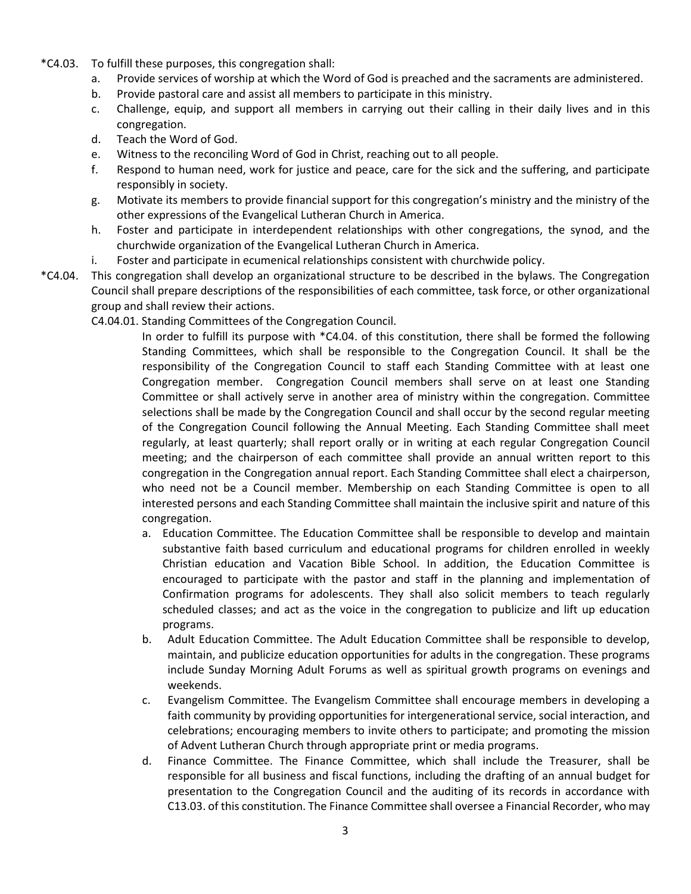*C4.03. To fulfill these purposes, this congregation shall:

a. Provide services of worship at which the Word of God is preached and the sacraments are administered.
b. Provide pastoral care and assist all members to participate in this ministry.
c. Challenge, equip, and support all members in carrying out their calling in their daily lives and in this congregation.
d. Teach the Word of God.
e. Witness to the reconciling Word of God in Christ, reaching out to all people.
f. Respond to human need, work for justice and peace, care for the sick and the suffering, and participate responsibly in society.
g. Motivate its members to provide financial support for this congregation's ministry and the ministry of the other expressions of the Evangelical Lutheran Church in America.
h. Foster and participate in interdependent relationships with other congregations, the synod, and the churchwide organization of the Evangelical Lutheran Church in America.
i. Foster and participate in ecumenical relationships consistent with churchwide policy.

*C4.04. This congregation shall develop an organizational structure to be described in the bylaws. The Congregation Council shall prepare descriptions of the responsibilities of each committee, task force, or other organizational group and shall review their actions.

C4.04.01. Standing Committees of the Congregation Council.

In order to fulfill its purpose with *C4.04. of this constitution, there shall be formed the following Standing Committees, which shall be responsible to the Congregation Council. It shall be the responsibility of the Congregation Council to staff each Standing Committee with at least one Congregation member. Congregation Council members shall serve on at least one Standing Committee or shall actively serve in another area of ministry within the congregation. Committee selections shall be made by the Congregation Council and shall occur by the second regular meeting of the Congregation Council following the Annual Meeting. Each Standing Committee shall meet regularly, at least quarterly; shall report orally or in writing at each regular Congregation Council meeting; and the chairperson of each committee shall provide an annual written report to this congregation in the Congregation annual report. Each Standing Committee shall elect a chairperson, who need not be a Council member. Membership on each Standing Committee is open to all interested persons and each Standing Committee shall maintain the inclusive spirit and nature of this congregation.

a. Education Committee. The Education Committee shall be responsible to develop and maintain substantive faith based curriculum and educational programs for children enrolled in weekly Christian education and Vacation Bible School. In addition, the Education Committee is encouraged to participate with the pastor and staff in the planning and implementation of Confirmation programs for adolescents. They shall also solicit members to teach regularly scheduled classes; and act as the voice in the congregation to publicize and lift up education programs.
b. Adult Education Committee. The Adult Education Committee shall be responsible to develop, maintain, and publicize education opportunities for adults in the congregation. These programs include Sunday Morning Adult Forums as well as spiritual growth programs on evenings and weekends.
c. Evangelism Committee. The Evangelism Committee shall encourage members in developing a faith community by providing opportunities for intergenerational service, social interaction, and celebrations; encouraging members to invite others to participate; and promoting the mission of Advent Lutheran Church through appropriate print or media programs.
d. Finance Committee. The Finance Committee, which shall include the Treasurer, shall be responsible for all business and fiscal functions, including the drafting of an annual budget for presentation to the Congregation Council and the auditing of its records in accordance with C13.03. of this constitution. The Finance Committee shall oversee a Financial Recorder, who may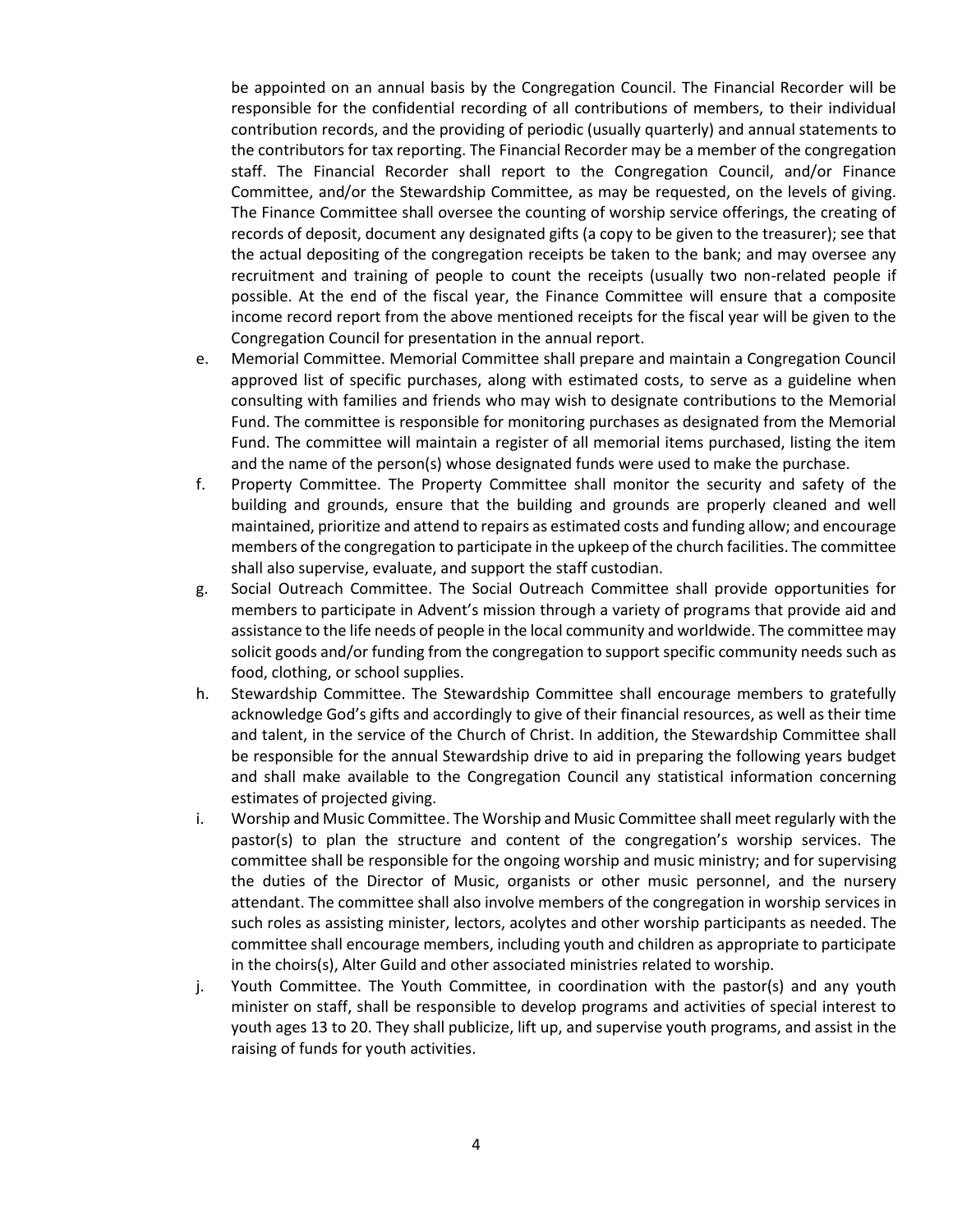be appointed on an annual basis by the Congregation Council. The Financial Recorder will be responsible for the confidential recording of all contributions of members, to their individual contribution records, and the providing of periodic (usually quarterly) and annual statements to the contributors for tax reporting. The Financial Recorder may be a member of the congregation staff. The Financial Recorder shall report to the Congregation Council, and/or Finance Committee, and/or the Stewardship Committee, as may be requested, on the levels of giving. The Finance Committee shall oversee the counting of worship service offerings, the creating of records of deposit, document any designated gifts (a copy to be given to the treasurer); see that the actual depositing of the congregation receipts be taken to the bank; and may oversee any recruitment and training of people to count the receipts (usually two non-related people if possible. At the end of the fiscal year, the Finance Committee will ensure that a composite income record report from the above mentioned receipts for the fiscal year will be given to the Congregation Council for presentation in the annual report.

e. Memorial Committee. Memorial Committee shall prepare and maintain a Congregation Council approved list of specific purchases, along with estimated costs, to serve as a guideline when consulting with families and friends who may wish to designate contributions to the Memorial Fund. The committee is responsible for monitoring purchases as designated from the Memorial Fund. The committee will maintain a register of all memorial items purchased, listing the item and the name of the person(s) whose designated funds were used to make the purchase.

f. Property Committee. The Property Committee shall monitor the security and safety of the building and grounds, ensure that the building and grounds are properly cleaned and well maintained, prioritize and attend to repairs as estimated costs and funding allow; and encourage members of the congregation to participate in the upkeep of the church facilities. The committee shall also supervise, evaluate, and support the staff custodian.

g. Social Outreach Committee. The Social Outreach Committee shall provide opportunities for members to participate in Advent's mission through a variety of programs that provide aid and assistance to the life needs of people in the local community and worldwide. The committee may solicit goods and/or funding from the congregation to support specific community needs such as food, clothing, or school supplies.

h. Stewardship Committee. The Stewardship Committee shall encourage members to gratefully acknowledge God's gifts and accordingly to give of their financial resources, as well as their time and talent, in the service of the Church of Christ. In addition, the Stewardship Committee shall be responsible for the annual Stewardship drive to aid in preparing the following years budget and shall make available to the Congregation Council any statistical information concerning estimates of projected giving.

i. Worship and Music Committee. The Worship and Music Committee shall meet regularly with the pastor(s) to plan the structure and content of the congregation's worship services. The committee shall be responsible for the ongoing worship and music ministry; and for supervising the duties of the Director of Music, organists or other music personnel, and the nursery attendant. The committee shall also involve members of the congregation in worship services in such roles as assisting minister, lectors, acolytes and other worship participants as needed. The committee shall encourage members, including youth and children as appropriate to participate in the choirs(s), Alter Guild and other associated ministries related to worship.

j. Youth Committee. The Youth Committee, in coordination with the pastor(s) and any youth minister on staff, shall be responsible to develop programs and activities of special interest to youth ages 13 to 20. They shall publicize, lift up, and supervise youth programs, and assist in the raising of funds for youth activities.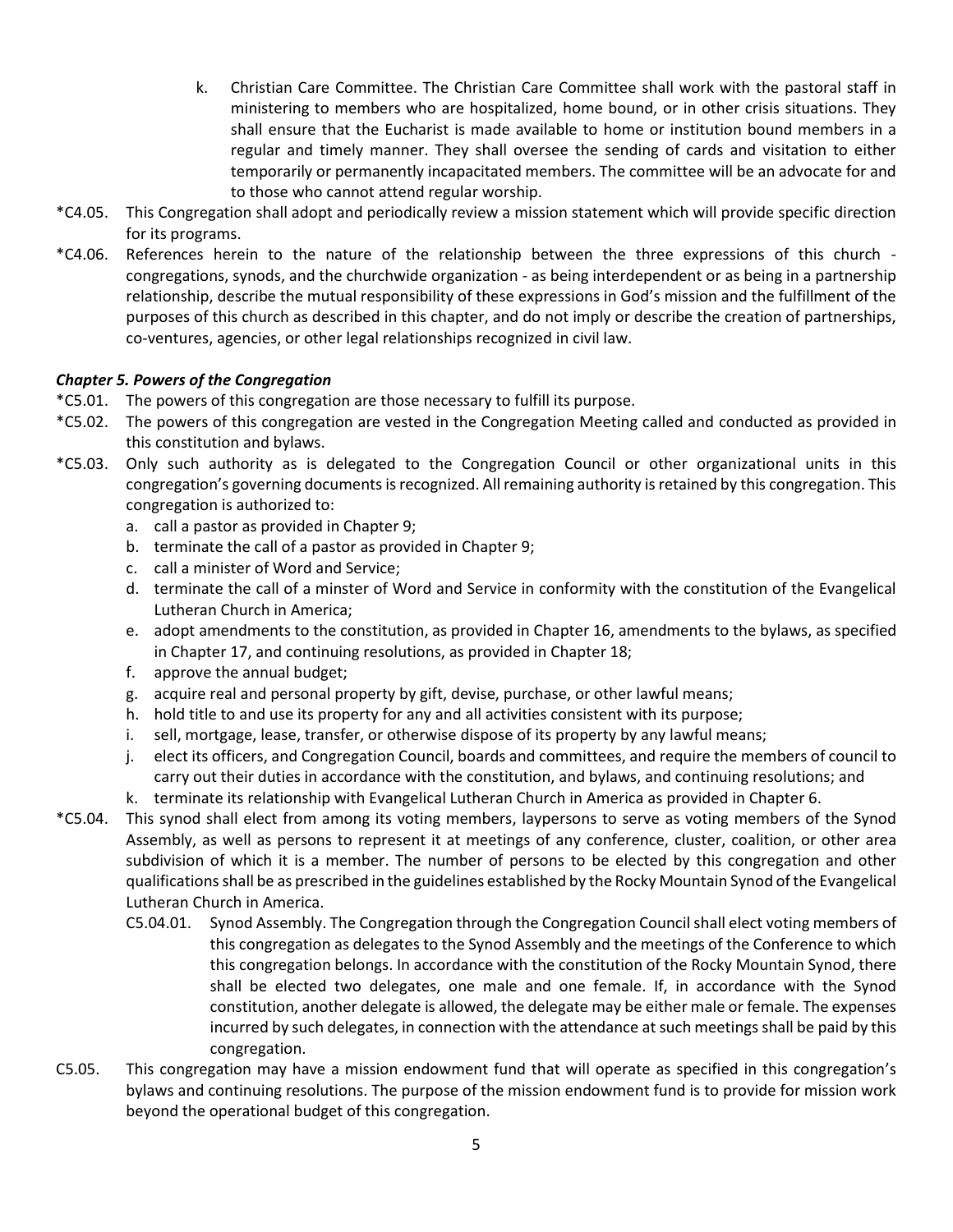k. Christian Care Committee. The Christian Care Committee shall work with the pastoral staff in ministering to members who are hospitalized, home bound, or in other crisis situations. They shall ensure that the Eucharist is made available to home or institution bound members in a regular and timely manner. They shall oversee the sending of cards and visitation to either temporarily or permanently incapacitated members. The committee will be an advocate for and to those who cannot attend regular worship.

*C4.05. This Congregation shall adopt and periodically review a mission statement which will provide specific direction for its programs.

*C4.06. References herein to the nature of the relationship between the three expressions of this church - congregations, synods, and the churchwide organization - as being interdependent or as being in a partnership relationship, describe the mutual responsibility of these expressions in God's mission and the fulfillment of the purposes of this church as described in this chapter, and do not imply or describe the creation of partnerships, co-ventures, agencies, or other legal relationships recognized in civil law.

***Chapter 5. Powers of the Congregation***

*C5.01. The powers of this congregation are those necessary to fulfill its purpose.

*C5.02. The powers of this congregation are vested in the Congregation Meeting called and conducted as provided in this constitution and bylaws.

*C5.03. Only such authority as is delegated to the Congregation Council or other organizational units in this congregation's governing documents is recognized. All remaining authority is retained by this congregation. This congregation is authorized to:

a. call a pastor as provided in Chapter 9;
b. terminate the call of a pastor as provided in Chapter 9;
c. call a minister of Word and Service;
d. terminate the call of a minster of Word and Service in conformity with the constitution of the Evangelical Lutheran Church in America;
e. adopt amendments to the constitution, as provided in Chapter 16, amendments to the bylaws, as specified in Chapter 17, and continuing resolutions, as provided in Chapter 18;
f. approve the annual budget;
g. acquire real and personal property by gift, devise, purchase, or other lawful means;
h. hold title to and use its property for any and all activities consistent with its purpose;
i. sell, mortgage, lease, transfer, or otherwise dispose of its property by any lawful means;
j. elect its officers, and Congregation Council, boards and committees, and require the members of council to carry out their duties in accordance with the constitution, and bylaws, and continuing resolutions; and
k. terminate its relationship with Evangelical Lutheran Church in America as provided in Chapter 6.

*C5.04. This synod shall elect from among its voting members, laypersons to serve as voting members of the Synod Assembly, as well as persons to represent it at meetings of any conference, cluster, coalition, or other area subdivision of which it is a member. The number of persons to be elected by this congregation and other qualifications shall be as prescribed in the guidelines established by the Rocky Mountain Synod of the Evangelical Lutheran Church in America.

C5.04.01. Synod Assembly. The Congregation through the Congregation Council shall elect voting members of this congregation as delegates to the Synod Assembly and the meetings of the Conference to which this congregation belongs. In accordance with the constitution of the Rocky Mountain Synod, there shall be elected two delegates, one male and one female. If, in accordance with the Synod constitution, another delegate is allowed, the delegate may be either male or female. The expenses incurred by such delegates, in connection with the attendance at such meetings shall be paid by this congregation.

C5.05. This congregation may have a mission endowment fund that will operate as specified in this congregation's bylaws and continuing resolutions. The purpose of the mission endowment fund is to provide for mission work beyond the operational budget of this congregation.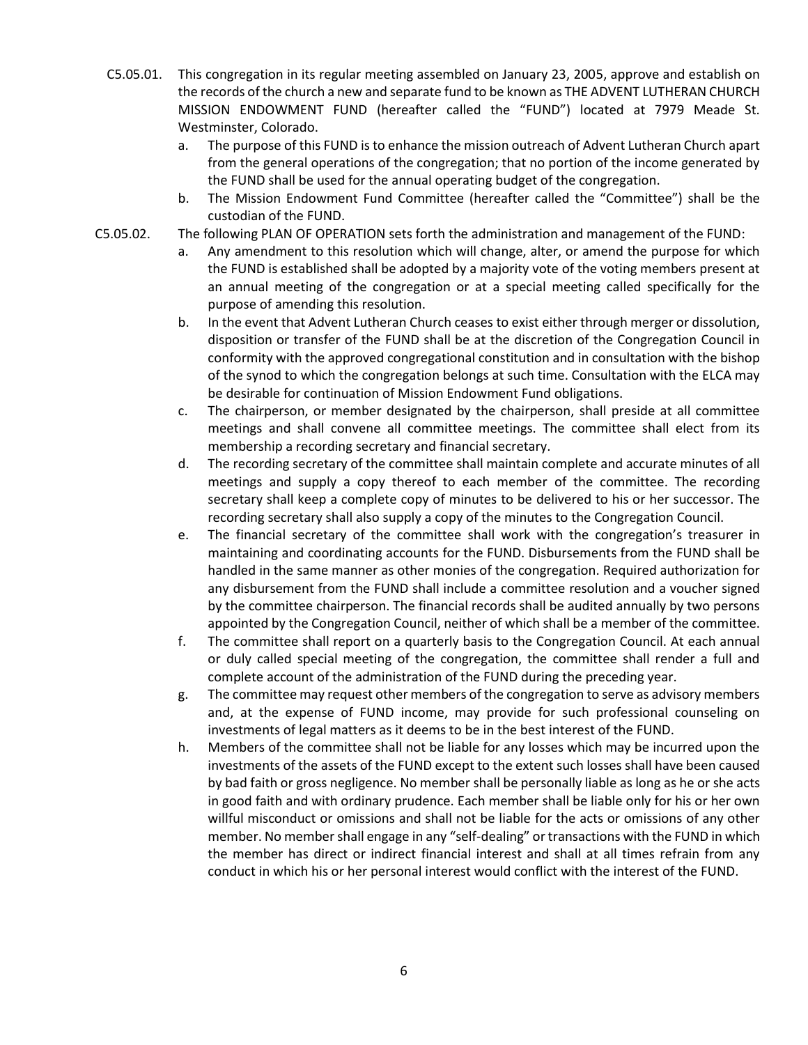C5.05.01. This congregation in its regular meeting assembled on January 23, 2005, approve and establish on the records of the church a new and separate fund to be known as THE ADVENT LUTHERAN CHURCH MISSION ENDOWMENT FUND (hereafter called the "FUND") located at 7979 Meade St. Westminster, Colorado.

a. The purpose of this FUND is to enhance the mission outreach of Advent Lutheran Church apart from the general operations of the congregation; that no portion of the income generated by the FUND shall be used for the annual operating budget of the congregation.

b. The Mission Endowment Fund Committee (hereafter called the "Committee") shall be the custodian of the FUND.

C5.05.02. The following PLAN OF OPERATION sets forth the administration and management of the FUND:

a. Any amendment to this resolution which will change, alter, or amend the purpose for which the FUND is established shall be adopted by a majority vote of the voting members present at an annual meeting of the congregation or at a special meeting called specifically for the purpose of amending this resolution.

b. In the event that Advent Lutheran Church ceases to exist either through merger or dissolution, disposition or transfer of the FUND shall be at the discretion of the Congregation Council in conformity with the approved congregational constitution and in consultation with the bishop of the synod to which the congregation belongs at such time. Consultation with the ELCA may be desirable for continuation of Mission Endowment Fund obligations.

c. The chairperson, or member designated by the chairperson, shall preside at all committee meetings and shall convene all committee meetings. The committee shall elect from its membership a recording secretary and financial secretary.

d. The recording secretary of the committee shall maintain complete and accurate minutes of all meetings and supply a copy thereof to each member of the committee. The recording secretary shall keep a complete copy of minutes to be delivered to his or her successor. The recording secretary shall also supply a copy of the minutes to the Congregation Council.

e. The financial secretary of the committee shall work with the congregation's treasurer in maintaining and coordinating accounts for the FUND. Disbursements from the FUND shall be handled in the same manner as other monies of the congregation. Required authorization for any disbursement from the FUND shall include a committee resolution and a voucher signed by the committee chairperson. The financial records shall be audited annually by two persons appointed by the Congregation Council, neither of which shall be a member of the committee.

f. The committee shall report on a quarterly basis to the Congregation Council. At each annual or duly called special meeting of the congregation, the committee shall render a full and complete account of the administration of the FUND during the preceding year.

g. The committee may request other members of the congregation to serve as advisory members and, at the expense of FUND income, may provide for such professional counseling on investments of legal matters as it deems to be in the best interest of the FUND.

h. Members of the committee shall not be liable for any losses which may be incurred upon the investments of the assets of the FUND except to the extent such losses shall have been caused by bad faith or gross negligence. No member shall be personally liable as long as he or she acts in good faith and with ordinary prudence. Each member shall be liable only for his or her own willful misconduct or omissions and shall not be liable for the acts or omissions of any other member. No member shall engage in any "self-dealing" or transactions with the FUND in which the member has direct or indirect financial interest and shall at all times refrain from any conduct in which his or her personal interest would conflict with the interest of the FUND.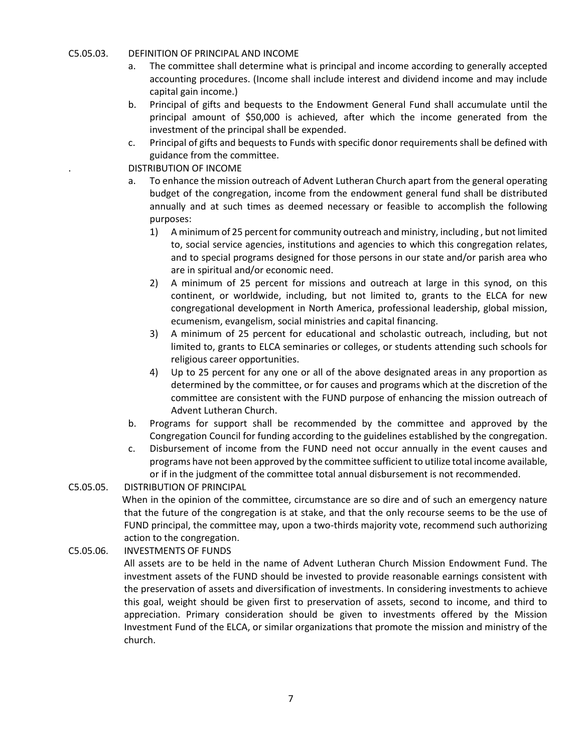C5.05.03. DEFINITION OF PRINCIPAL AND INCOME

a. The committee shall determine what is principal and income according to generally accepted accounting procedures. (Income shall include interest and dividend income and may include capital gain income.)

b. Principal of gifts and bequests to the Endowment General Fund shall accumulate until the principal amount of $50,000 is achieved, after which the income generated from the investment of the principal shall be expended.

c. Principal of gifts and bequests to Funds with specific donor requirements shall be defined with guidance from the committee.

. DISTRIBUTION OF INCOME

a. To enhance the mission outreach of Advent Lutheran Church apart from the general operating budget of the congregation, income from the endowment general fund shall be distributed annually and at such times as deemed necessary or feasible to accomplish the following purposes:

   1) A minimum of 25 percent for community outreach and ministry, including , but not limited to, social service agencies, institutions and agencies to which this congregation relates, and to special programs designed for those persons in our state and/or parish area who are in spiritual and/or economic need.

   2) A minimum of 25 percent for missions and outreach at large in this synod, on this continent, or worldwide, including, but not limited to, grants to the ELCA for new congregational development in North America, professional leadership, global mission, ecumenism, evangelism, social ministries and capital financing.

   3) A minimum of 25 percent for educational and scholastic outreach, including, but not limited to, grants to ELCA seminaries or colleges, or students attending such schools for religious career opportunities.

   4) Up to 25 percent for any one or all of the above designated areas in any proportion as determined by the committee, or for causes and programs which at the discretion of the committee are consistent with the FUND purpose of enhancing the mission outreach of Advent Lutheran Church.

b. Programs for support shall be recommended by the committee and approved by the Congregation Council for funding according to the guidelines established by the congregation.

c. Disbursement of income from the FUND need not occur annually in the event causes and programs have not been approved by the committee sufficient to utilize total income available, or if in the judgment of the committee total annual disbursement is not recommended.

C5.05.05. DISTRIBUTION OF PRINCIPAL

When in the opinion of the committee, circumstance are so dire and of such an emergency nature that the future of the congregation is at stake, and that the only recourse seems to be the use of FUND principal, the committee may, upon a two-thirds majority vote, recommend such authorizing action to the congregation.

C5.05.06. INVESTMENTS OF FUNDS

All assets are to be held in the name of Advent Lutheran Church Mission Endowment Fund. The investment assets of the FUND should be invested to provide reasonable earnings consistent with the preservation of assets and diversification of investments. In considering investments to achieve this goal, weight should be given first to preservation of assets, second to income, and third to appreciation. Primary consideration should be given to investments offered by the Mission Investment Fund of the ELCA, or similar organizations that promote the mission and ministry of the church.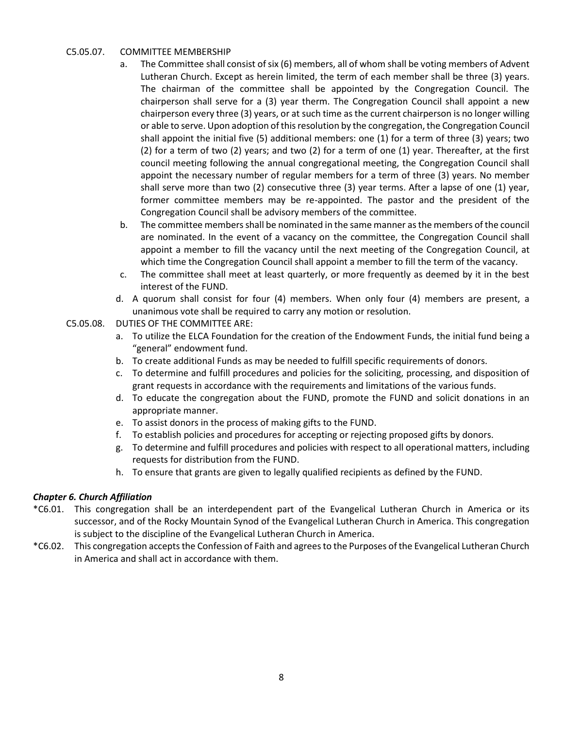C5.05.07. COMMITTEE MEMBERSHIP

a. The Committee shall consist of six (6) members, all of whom shall be voting members of Advent Lutheran Church. Except as herein limited, the term of each member shall be three (3) years. The chairman of the committee shall be appointed by the Congregation Council. The chairperson shall serve for a (3) year therm. The Congregation Council shall appoint a new chairperson every three (3) years, or at such time as the current chairperson is no longer willing or able to serve. Upon adoption of this resolution by the congregation, the Congregation Council shall appoint the initial five (5) additional members: one (1) for a term of three (3) years; two (2) for a term of two (2) years; and two (2) for a term of one (1) year. Thereafter, at the first council meeting following the annual congregational meeting, the Congregation Council shall appoint the necessary number of regular members for a term of three (3) years. No member shall serve more than two (2) consecutive three (3) year terms. After a lapse of one (1) year, former committee members may be re-appointed. The pastor and the president of the Congregation Council shall be advisory members of the committee.

b. The committee members shall be nominated in the same manner as the members of the council are nominated. In the event of a vacancy on the committee, the Congregation Council shall appoint a member to fill the vacancy until the next meeting of the Congregation Council, at which time the Congregation Council shall appoint a member to fill the term of the vacancy.

c. The committee shall meet at least quarterly, or more frequently as deemed by it in the best interest of the FUND.

d. A quorum shall consist for four (4) members. When only four (4) members are present, a unanimous vote shall be required to carry any motion or resolution.

C5.05.08. DUTIES OF THE COMMITTEE ARE:

a. To utilize the ELCA Foundation for the creation of the Endowment Funds, the initial fund being a "general" endowment fund.
b. To create additional Funds as may be needed to fulfill specific requirements of donors.
c. To determine and fulfill procedures and policies for the soliciting, processing, and disposition of grant requests in accordance with the requirements and limitations of the various funds.
d. To educate the congregation about the FUND, promote the FUND and solicit donations in an appropriate manner.
e. To assist donors in the process of making gifts to the FUND.
f. To establish policies and procedures for accepting or rejecting proposed gifts by donors.
g. To determine and fulfill procedures and policies with respect to all operational matters, including requests for distribution from the FUND.
h. To ensure that grants are given to legally qualified recipients as defined by the FUND.

### *Chapter 6. Church Affiliation*

*C6.01. This congregation shall be an interdependent part of the Evangelical Lutheran Church in America or its successor, and of the Rocky Mountain Synod of the Evangelical Lutheran Church in America. This congregation is subject to the discipline of the Evangelical Lutheran Church in America.

*C6.02. This congregation accepts the Confession of Faith and agrees to the Purposes of the Evangelical Lutheran Church in America and shall act in accordance with them.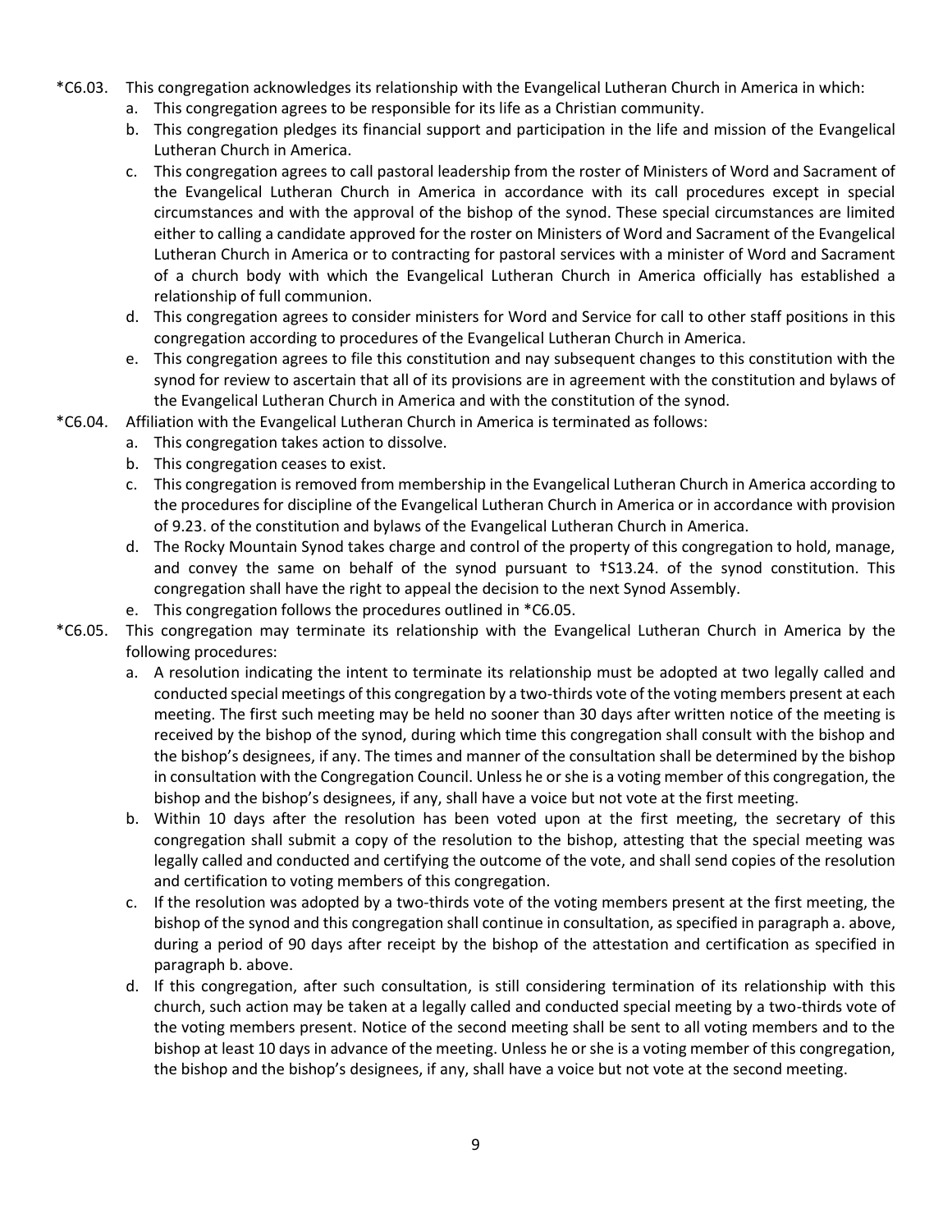*C6.03. This congregation acknowledges its relationship with the Evangelical Lutheran Church in America in which:

a. This congregation agrees to be responsible for its life as a Christian community.

b. This congregation pledges its financial support and participation in the life and mission of the Evangelical Lutheran Church in America.

c. This congregation agrees to call pastoral leadership from the roster of Ministers of Word and Sacrament of the Evangelical Lutheran Church in America in accordance with its call procedures except in special circumstances and with the approval of the bishop of the synod. These special circumstances are limited either to calling a candidate approved for the roster on Ministers of Word and Sacrament of the Evangelical Lutheran Church in America or to contracting for pastoral services with a minister of Word and Sacrament of a church body with which the Evangelical Lutheran Church in America officially has established a relationship of full communion.

d. This congregation agrees to consider ministers for Word and Service for call to other staff positions in this congregation according to procedures of the Evangelical Lutheran Church in America.

e. This congregation agrees to file this constitution and nay subsequent changes to this constitution with the synod for review to ascertain that all of its provisions are in agreement with the constitution and bylaws of the Evangelical Lutheran Church in America and with the constitution of the synod.

*C6.04. Affiliation with the Evangelical Lutheran Church in America is terminated as follows:

a. This congregation takes action to dissolve.

b. This congregation ceases to exist.

c. This congregation is removed from membership in the Evangelical Lutheran Church in America according to the procedures for discipline of the Evangelical Lutheran Church in America or in accordance with provision of 9.23. of the constitution and bylaws of the Evangelical Lutheran Church in America.

d. The Rocky Mountain Synod takes charge and control of the property of this congregation to hold, manage, and convey the same on behalf of the synod pursuant to †S13.24. of the synod constitution. This congregation shall have the right to appeal the decision to the next Synod Assembly.

e. This congregation follows the procedures outlined in *C6.05.

*C6.05. This congregation may terminate its relationship with the Evangelical Lutheran Church in America by the following procedures:

a. A resolution indicating the intent to terminate its relationship must be adopted at two legally called and conducted special meetings of this congregation by a two-thirds vote of the voting members present at each meeting. The first such meeting may be held no sooner than 30 days after written notice of the meeting is received by the bishop of the synod, during which time this congregation shall consult with the bishop and the bishop's designees, if any. The times and manner of the consultation shall be determined by the bishop in consultation with the Congregation Council. Unless he or she is a voting member of this congregation, the bishop and the bishop's designees, if any, shall have a voice but not vote at the first meeting.

b. Within 10 days after the resolution has been voted upon at the first meeting, the secretary of this congregation shall submit a copy of the resolution to the bishop, attesting that the special meeting was legally called and conducted and certifying the outcome of the vote, and shall send copies of the resolution and certification to voting members of this congregation.

c. If the resolution was adopted by a two-thirds vote of the voting members present at the first meeting, the bishop of the synod and this congregation shall continue in consultation, as specified in paragraph a. above, during a period of 90 days after receipt by the bishop of the attestation and certification as specified in paragraph b. above.

d. If this congregation, after such consultation, is still considering termination of its relationship with this church, such action may be taken at a legally called and conducted special meeting by a two-thirds vote of the voting members present. Notice of the second meeting shall be sent to all voting members and to the bishop at least 10 days in advance of the meeting. Unless he or she is a voting member of this congregation, the bishop and the bishop's designees, if any, shall have a voice but not vote at the second meeting.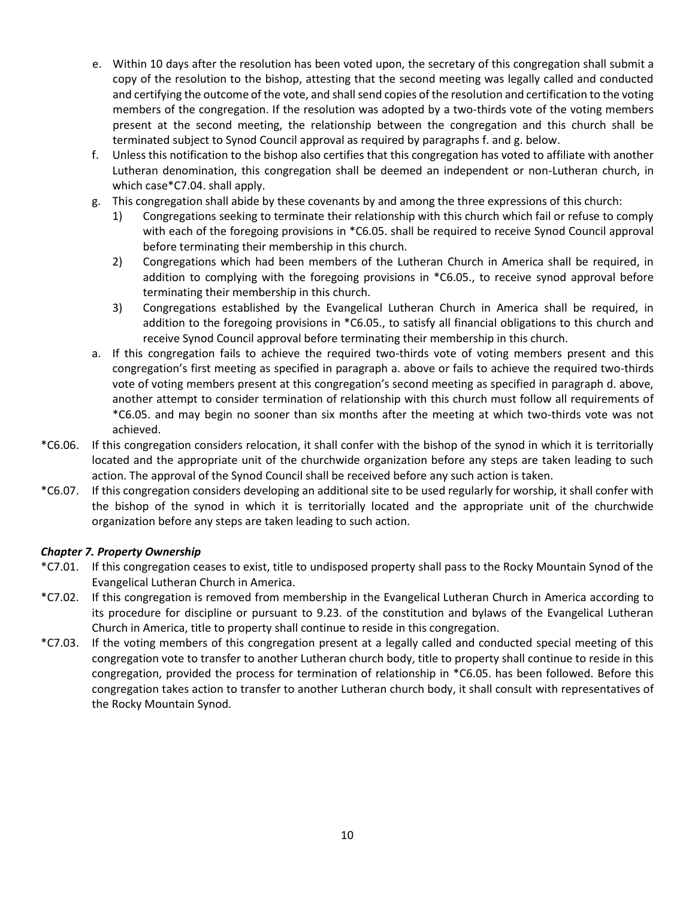e. Within 10 days after the resolution has been voted upon, the secretary of this congregation shall submit a copy of the resolution to the bishop, attesting that the second meeting was legally called and conducted and certifying the outcome of the vote, and shall send copies of the resolution and certification to the voting members of the congregation. If the resolution was adopted by a two-thirds vote of the voting members present at the second meeting, the relationship between the congregation and this church shall be terminated subject to Synod Council approval as required by paragraphs f. and g. below.

f. Unless this notification to the bishop also certifies that this congregation has voted to affiliate with another Lutheran denomination, this congregation shall be deemed an independent or non-Lutheran church, in which case*C7.04. shall apply.

g. This congregation shall abide by these covenants by and among the three expressions of this church:
   1) Congregations seeking to terminate their relationship with this church which fail or refuse to comply with each of the foregoing provisions in *C6.05. shall be required to receive Synod Council approval before terminating their membership in this church.
   2) Congregations which had been members of the Lutheran Church in America shall be required, in addition to complying with the foregoing provisions in *C6.05., to receive synod approval before terminating their membership in this church.
   3) Congregations established by the Evangelical Lutheran Church in America shall be required, in addition to the foregoing provisions in *C6.05., to satisfy all financial obligations to this church and receive Synod Council approval before terminating their membership in this church.

a. If this congregation fails to achieve the required two-thirds vote of voting members present and this congregation's first meeting as specified in paragraph a. above or fails to achieve the required two-thirds vote of voting members present at this congregation's second meeting as specified in paragraph d. above, another attempt to consider termination of relationship with this church must follow all requirements of *C6.05. and may begin no sooner than six months after the meeting at which two-thirds vote was not achieved.

*C6.06. If this congregation considers relocation, it shall confer with the bishop of the synod in which it is territorially located and the appropriate unit of the churchwide organization before any steps are taken leading to such action. The approval of the Synod Council shall be received before any such action is taken.

*C6.07. If this congregation considers developing an additional site to be used regularly for worship, it shall confer with the bishop of the synod in which it is territorially located and the appropriate unit of the churchwide organization before any steps are taken leading to such action.

### *Chapter 7. Property Ownership*

*C7.01. If this congregation ceases to exist, title to undisposed property shall pass to the Rocky Mountain Synod of the Evangelical Lutheran Church in America.

*C7.02. If this congregation is removed from membership in the Evangelical Lutheran Church in America according to its procedure for discipline or pursuant to 9.23. of the constitution and bylaws of the Evangelical Lutheran Church in America, title to property shall continue to reside in this congregation.

*C7.03. If the voting members of this congregation present at a legally called and conducted special meeting of this congregation vote to transfer to another Lutheran church body, title to property shall continue to reside in this congregation, provided the process for termination of relationship in *C6.05. has been followed. Before this congregation takes action to transfer to another Lutheran church body, it shall consult with representatives of the Rocky Mountain Synod.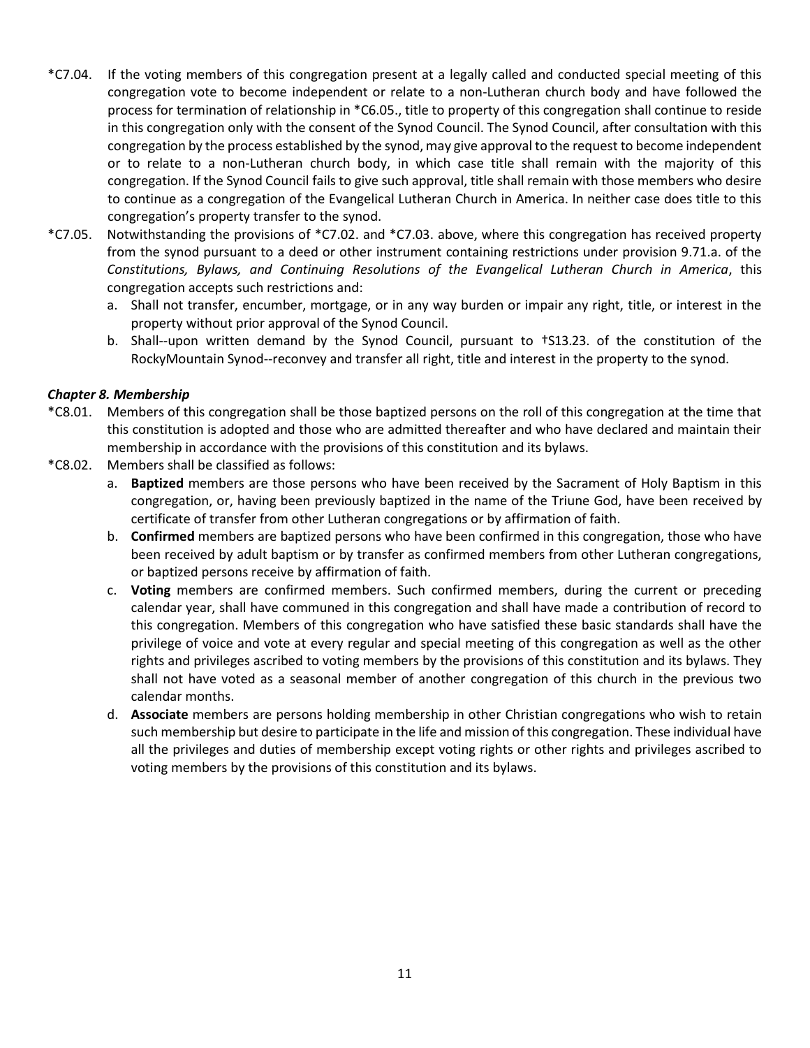*C7.04. If the voting members of this congregation present at a legally called and conducted special meeting of this congregation vote to become independent or relate to a non-Lutheran church body and have followed the process for termination of relationship in *C6.05., title to property of this congregation shall continue to reside in this congregation only with the consent of the Synod Council. The Synod Council, after consultation with this congregation by the process established by the synod, may give approval to the request to become independent or to relate to a non-Lutheran church body, in which case title shall remain with the majority of this congregation. If the Synod Council fails to give such approval, title shall remain with those members who desire to continue as a congregation of the Evangelical Lutheran Church in America. In neither case does title to this congregation's property transfer to the synod.

*C7.05. Notwithstanding the provisions of *C7.02. and *C7.03. above, where this congregation has received property from the synod pursuant to a deed or other instrument containing restrictions under provision 9.71.a. of the *Constitutions, Bylaws, and Continuing Resolutions of the Evangelical Lutheran Church in America*, this congregation accepts such restrictions and:

a. Shall not transfer, encumber, mortgage, or in any way burden or impair any right, title, or interest in the property without prior approval of the Synod Council.
b. Shall--upon written demand by the Synod Council, pursuant to †S13.23. of the constitution of the RockyMountain Synod--reconvey and transfer all right, title and interest in the property to the synod.

### *Chapter 8. Membership*

*C8.01. Members of this congregation shall be those baptized persons on the roll of this congregation at the time that this constitution is adopted and those who are admitted thereafter and who have declared and maintain their membership in accordance with the provisions of this constitution and its bylaws.

*C8.02. Members shall be classified as follows:

a. **Baptized** members are those persons who have been received by the Sacrament of Holy Baptism in this congregation, or, having been previously baptized in the name of the Triune God, have been received by certificate of transfer from other Lutheran congregations or by affirmation of faith.
b. **Confirmed** members are baptized persons who have been confirmed in this congregation, those who have been received by adult baptism or by transfer as confirmed members from other Lutheran congregations, or baptized persons receive by affirmation of faith.
c. **Voting** members are confirmed members. Such confirmed members, during the current or preceding calendar year, shall have communed in this congregation and shall have made a contribution of record to this congregation. Members of this congregation who have satisfied these basic standards shall have the privilege of voice and vote at every regular and special meeting of this congregation as well as the other rights and privileges ascribed to voting members by the provisions of this constitution and its bylaws. They shall not have voted as a seasonal member of another congregation of this church in the previous two calendar months.
d. **Associate** members are persons holding membership in other Christian congregations who wish to retain such membership but desire to participate in the life and mission of this congregation. These individual have all the privileges and duties of membership except voting rights or other rights and privileges ascribed to voting members by the provisions of this constitution and its bylaws.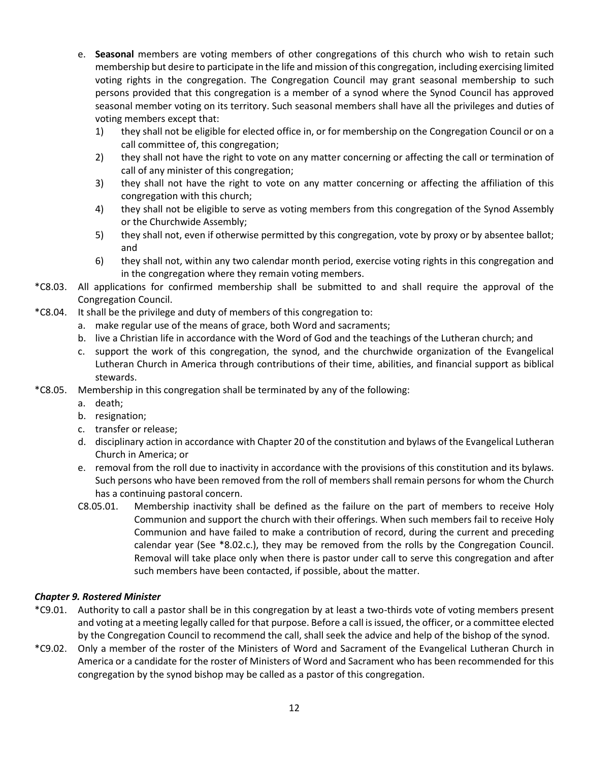e. **Seasonal** members are voting members of other congregations of this church who wish to retain such membership but desire to participate in the life and mission of this congregation, including exercising limited voting rights in the congregation. The Congregation Council may grant seasonal membership to such persons provided that this congregation is a member of a synod where the Synod Council has approved seasonal member voting on its territory. Such seasonal members shall have all the privileges and duties of voting members except that:
   1) they shall not be eligible for elected office in, or for membership on the Congregation Council or on a call committee of, this congregation;
   2) they shall not have the right to vote on any matter concerning or affecting the call or termination of call of any minister of this congregation;
   3) they shall not have the right to vote on any matter concerning or affecting the affiliation of this congregation with this church;
   4) they shall not be eligible to serve as voting members from this congregation of the Synod Assembly or the Churchwide Assembly;
   5) they shall not, even if otherwise permitted by this congregation, vote by proxy or by absentee ballot; and
   6) they shall not, within any two calendar month period, exercise voting rights in this congregation and in the congregation where they remain voting members.

*C8.03. All applications for confirmed membership shall be submitted to and shall require the approval of the Congregation Council.

*C8.04. It shall be the privilege and duty of members of this congregation to:

a. make regular use of the means of grace, both Word and sacraments;
b. live a Christian life in accordance with the Word of God and the teachings of the Lutheran church; and
c. support the work of this congregation, the synod, and the churchwide organization of the Evangelical Lutheran Church in America through contributions of their time, abilities, and financial support as biblical stewards.

*C8.05. Membership in this congregation shall be terminated by any of the following:

a. death;
b. resignation;
c. transfer or release;
d. disciplinary action in accordance with Chapter 20 of the constitution and bylaws of the Evangelical Lutheran Church in America; or
e. removal from the roll due to inactivity in accordance with the provisions of this constitution and its bylaws. Such persons who have been removed from the roll of members shall remain persons for whom the Church has a continuing pastoral concern.

C8.05.01. Membership inactivity shall be defined as the failure on the part of members to receive Holy Communion and support the church with their offerings. When such members fail to receive Holy Communion and have failed to make a contribution of record, during the current and preceding calendar year (See *8.02.c.), they may be removed from the rolls by the Congregation Council. Removal will take place only when there is pastor under call to serve this congregation and after such members have been contacted, if possible, about the matter.

### *Chapter 9. Rostered Minister*

*C9.01. Authority to call a pastor shall be in this congregation by at least a two-thirds vote of voting members present and voting at a meeting legally called for that purpose. Before a call is issued, the officer, or a committee elected by the Congregation Council to recommend the call, shall seek the advice and help of the bishop of the synod.

*C9.02. Only a member of the roster of the Ministers of Word and Sacrament of the Evangelical Lutheran Church in America or a candidate for the roster of Ministers of Word and Sacrament who has been recommended for this congregation by the synod bishop may be called as a pastor of this congregation.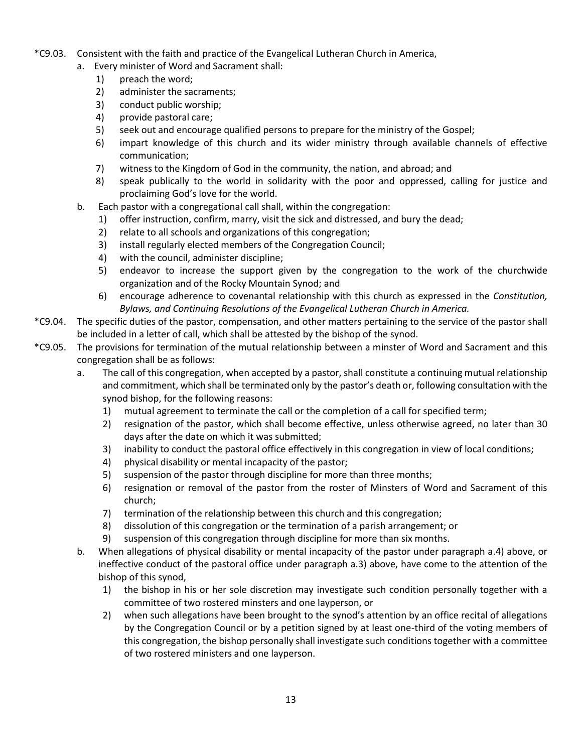*C9.03. Consistent with the faith and practice of the Evangelical Lutheran Church in America,

a. Every minister of Word and Sacrament shall:
   1) preach the word;
   2) administer the sacraments;
   3) conduct public worship;
   4) provide pastoral care;
   5) seek out and encourage qualified persons to prepare for the ministry of the Gospel;
   6) impart knowledge of this church and its wider ministry through available channels of effective communication;
   7) witness to the Kingdom of God in the community, the nation, and abroad; and
   8) speak publically to the world in solidarity with the poor and oppressed, calling for justice and proclaiming God's love for the world.

b. Each pastor with a congregational call shall, within the congregation:
   1) offer instruction, confirm, marry, visit the sick and distressed, and bury the dead;
   2) relate to all schools and organizations of this congregation;
   3) install regularly elected members of the Congregation Council;
   4) with the council, administer discipline;
   5) endeavor to increase the support given by the congregation to the work of the churchwide organization and of the Rocky Mountain Synod; and
   6) encourage adherence to covenantal relationship with this church as expressed in the *Constitution, Bylaws, and Continuing Resolutions of the Evangelical Lutheran Church in America.*

*C9.04. The specific duties of the pastor, compensation, and other matters pertaining to the service of the pastor shall be included in a letter of call, which shall be attested by the bishop of the synod.

*C9.05. The provisions for termination of the mutual relationship between a minster of Word and Sacrament and this congregation shall be as follows:

a. The call of this congregation, when accepted by a pastor, shall constitute a continuing mutual relationship and commitment, which shall be terminated only by the pastor's death or, following consultation with the synod bishop, for the following reasons:
   1) mutual agreement to terminate the call or the completion of a call for specified term;
   2) resignation of the pastor, which shall become effective, unless otherwise agreed, no later than 30 days after the date on which it was submitted;
   3) inability to conduct the pastoral office effectively in this congregation in view of local conditions;
   4) physical disability or mental incapacity of the pastor;
   5) suspension of the pastor through discipline for more than three months;
   6) resignation or removal of the pastor from the roster of Minsters of Word and Sacrament of this church;
   7) termination of the relationship between this church and this congregation;
   8) dissolution of this congregation or the termination of a parish arrangement; or
   9) suspension of this congregation through discipline for more than six months.

b. When allegations of physical disability or mental incapacity of the pastor under paragraph a.4) above, or ineffective conduct of the pastoral office under paragraph a.3) above, have come to the attention of the bishop of this synod,
   1) the bishop in his or her sole discretion may investigate such condition personally together with a committee of two rostered minsters and one layperson, or
   2) when such allegations have been brought to the synod's attention by an office recital of allegations by the Congregation Council or by a petition signed by at least one-third of the voting members of this congregation, the bishop personally shall investigate such conditions together with a committee of two rostered ministers and one layperson.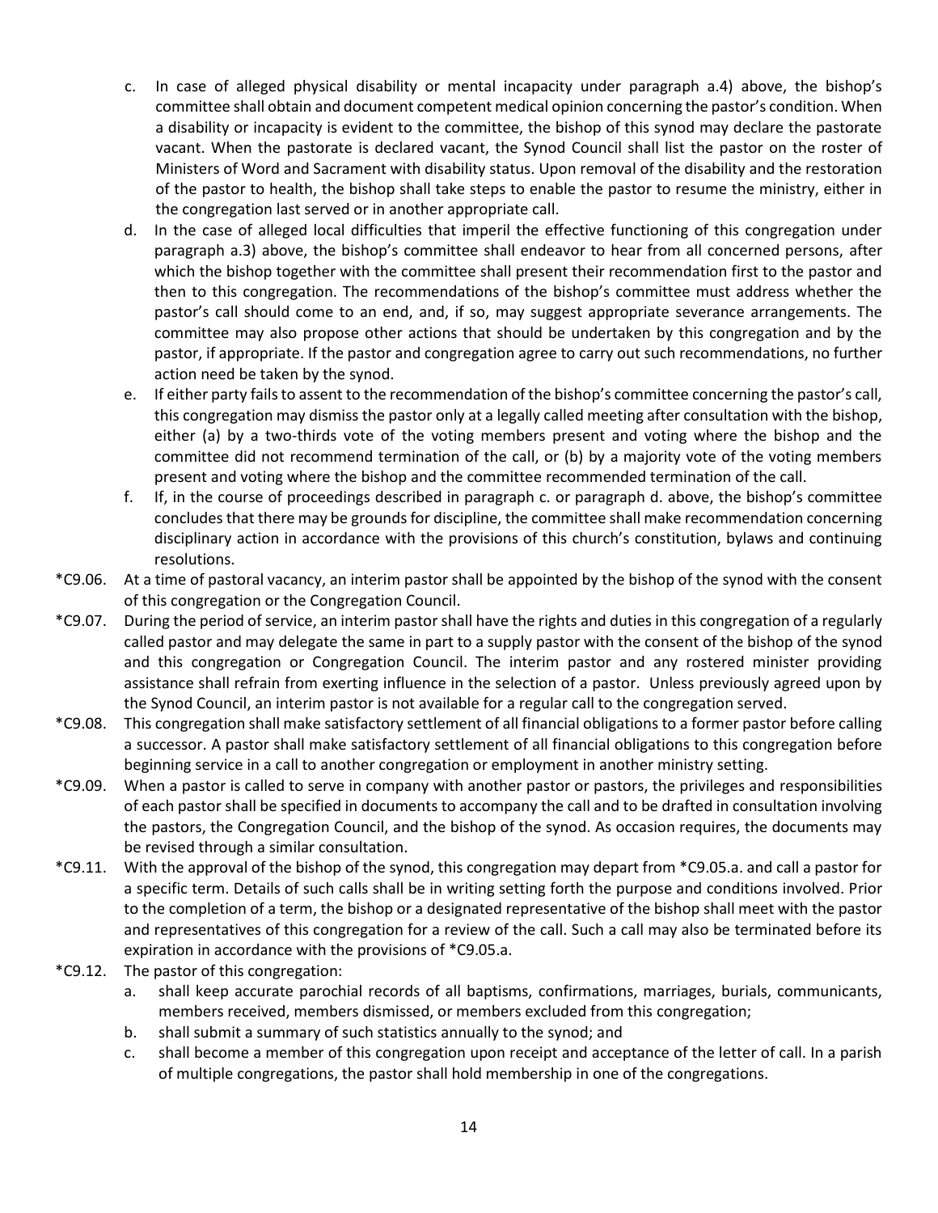c. In case of alleged physical disability or mental incapacity under paragraph a.4) above, the bishop's committee shall obtain and document competent medical opinion concerning the pastor's condition. When a disability or incapacity is evident to the committee, the bishop of this synod may declare the pastorate vacant. When the pastorate is declared vacant, the Synod Council shall list the pastor on the roster of Ministers of Word and Sacrament with disability status. Upon removal of the disability and the restoration of the pastor to health, the bishop shall take steps to enable the pastor to resume the ministry, either in the congregation last served or in another appropriate call.

d. In the case of alleged local difficulties that imperil the effective functioning of this congregation under paragraph a.3) above, the bishop's committee shall endeavor to hear from all concerned persons, after which the bishop together with the committee shall present their recommendation first to the pastor and then to this congregation. The recommendations of the bishop's committee must address whether the pastor's call should come to an end, and, if so, may suggest appropriate severance arrangements. The committee may also propose other actions that should be undertaken by this congregation and by the pastor, if appropriate. If the pastor and congregation agree to carry out such recommendations, no further action need be taken by the synod.

e. If either party fails to assent to the recommendation of the bishop's committee concerning the pastor's call, this congregation may dismiss the pastor only at a legally called meeting after consultation with the bishop, either (a) by a two-thirds vote of the voting members present and voting where the bishop and the committee did not recommend termination of the call, or (b) by a majority vote of the voting members present and voting where the bishop and the committee recommended termination of the call.

f. If, in the course of proceedings described in paragraph c. or paragraph d. above, the bishop's committee concludes that there may be grounds for discipline, the committee shall make recommendation concerning disciplinary action in accordance with the provisions of this church's constitution, bylaws and continuing resolutions.

*C9.06. At a time of pastoral vacancy, an interim pastor shall be appointed by the bishop of the synod with the consent of this congregation or the Congregation Council.

*C9.07. During the period of service, an interim pastor shall have the rights and duties in this congregation of a regularly called pastor and may delegate the same in part to a supply pastor with the consent of the bishop of the synod and this congregation or Congregation Council. The interim pastor and any rostered minister providing assistance shall refrain from exerting influence in the selection of a pastor. Unless previously agreed upon by the Synod Council, an interim pastor is not available for a regular call to the congregation served.

*C9.08. This congregation shall make satisfactory settlement of all financial obligations to a former pastor before calling a successor. A pastor shall make satisfactory settlement of all financial obligations to this congregation before beginning service in a call to another congregation or employment in another ministry setting.

*C9.09. When a pastor is called to serve in company with another pastor or pastors, the privileges and responsibilities of each pastor shall be specified in documents to accompany the call and to be drafted in consultation involving the pastors, the Congregation Council, and the bishop of the synod. As occasion requires, the documents may be revised through a similar consultation.

*C9.11. With the approval of the bishop of the synod, this congregation may depart from *C9.05.a. and call a pastor for a specific term. Details of such calls shall be in writing setting forth the purpose and conditions involved. Prior to the completion of a term, the bishop or a designated representative of the bishop shall meet with the pastor and representatives of this congregation for a review of the call. Such a call may also be terminated before its expiration in accordance with the provisions of *C9.05.a.

*C9.12. The pastor of this congregation:

a. shall keep accurate parochial records of all baptisms, confirmations, marriages, burials, communicants, members received, members dismissed, or members excluded from this congregation;

b. shall submit a summary of such statistics annually to the synod; and

c. shall become a member of this congregation upon receipt and acceptance of the letter of call. In a parish of multiple congregations, the pastor shall hold membership in one of the congregations.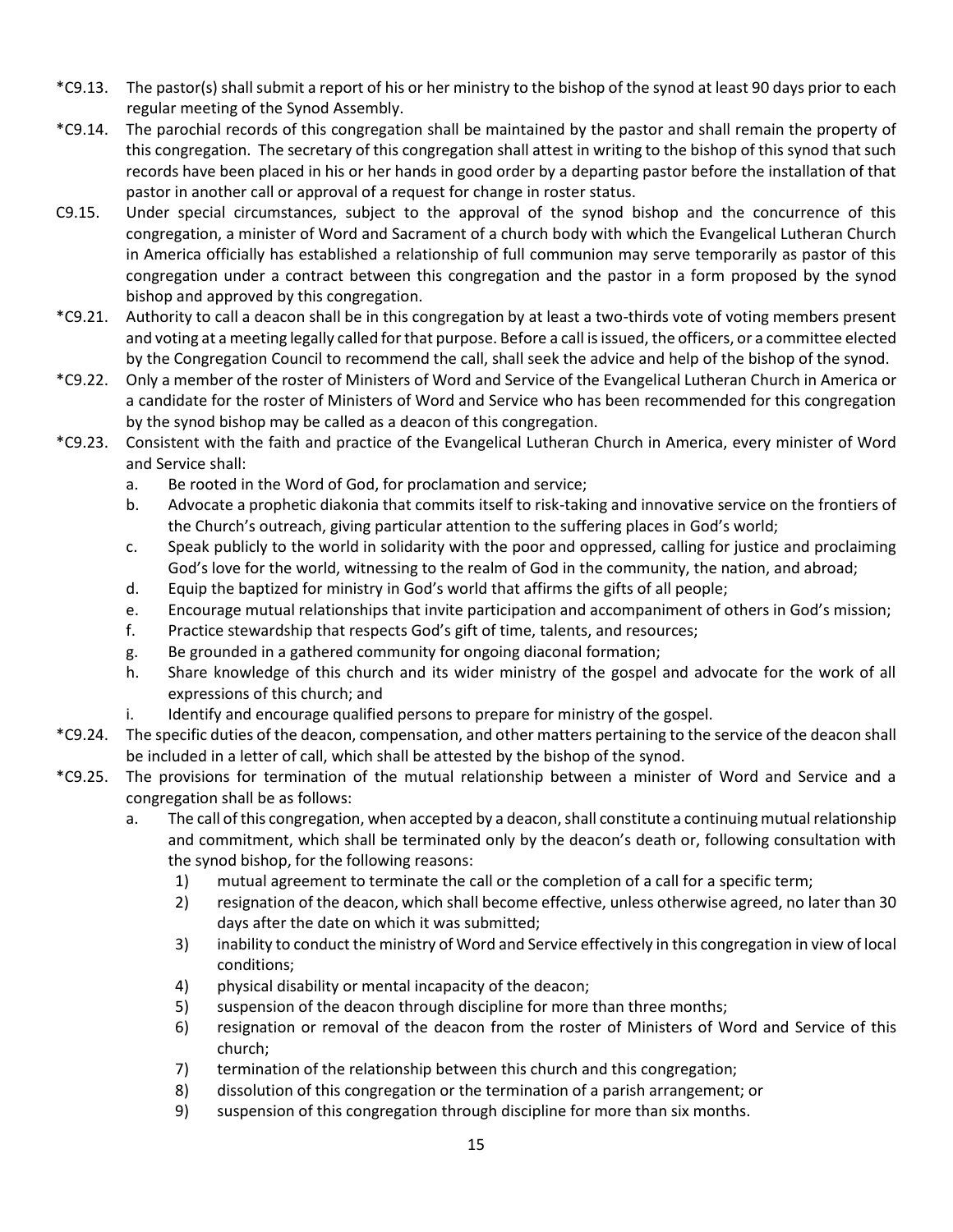*C9.13. The pastor(s) shall submit a report of his or her ministry to the bishop of the synod at least 90 days prior to each regular meeting of the Synod Assembly.

*C9.14. The parochial records of this congregation shall be maintained by the pastor and shall remain the property of this congregation. The secretary of this congregation shall attest in writing to the bishop of this synod that such records have been placed in his or her hands in good order by a departing pastor before the installation of that pastor in another call or approval of a request for change in roster status.

C9.15. Under special circumstances, subject to the approval of the synod bishop and the concurrence of this congregation, a minister of Word and Sacrament of a church body with which the Evangelical Lutheran Church in America officially has established a relationship of full communion may serve temporarily as pastor of this congregation under a contract between this congregation and the pastor in a form proposed by the synod bishop and approved by this congregation.

*C9.21. Authority to call a deacon shall be in this congregation by at least a two-thirds vote of voting members present and voting at a meeting legally called for that purpose. Before a call is issued, the officers, or a committee elected by the Congregation Council to recommend the call, shall seek the advice and help of the bishop of the synod.

*C9.22. Only a member of the roster of Ministers of Word and Service of the Evangelical Lutheran Church in America or a candidate for the roster of Ministers of Word and Service who has been recommended for this congregation by the synod bishop may be called as a deacon of this congregation.

*C9.23. Consistent with the faith and practice of the Evangelical Lutheran Church in America, every minister of Word and Service shall:

a. Be rooted in the Word of God, for proclamation and service;
b. Advocate a prophetic diakonia that commits itself to risk-taking and innovative service on the frontiers of the Church's outreach, giving particular attention to the suffering places in God's world;
c. Speak publicly to the world in solidarity with the poor and oppressed, calling for justice and proclaiming God's love for the world, witnessing to the realm of God in the community, the nation, and abroad;
d. Equip the baptized for ministry in God's world that affirms the gifts of all people;
e. Encourage mutual relationships that invite participation and accompaniment of others in God's mission;
f. Practice stewardship that respects God's gift of time, talents, and resources;
g. Be grounded in a gathered community for ongoing diaconal formation;
h. Share knowledge of this church and its wider ministry of the gospel and advocate for the work of all expressions of this church; and
i. Identify and encourage qualified persons to prepare for ministry of the gospel.

*C9.24. The specific duties of the deacon, compensation, and other matters pertaining to the service of the deacon shall be included in a letter of call, which shall be attested by the bishop of the synod.

*C9.25. The provisions for termination of the mutual relationship between a minister of Word and Service and a congregation shall be as follows:

a. The call of this congregation, when accepted by a deacon, shall constitute a continuing mutual relationship and commitment, which shall be terminated only by the deacon's death or, following consultation with the synod bishop, for the following reasons:
   1) mutual agreement to terminate the call or the completion of a call for a specific term;
   2) resignation of the deacon, which shall become effective, unless otherwise agreed, no later than 30 days after the date on which it was submitted;
   3) inability to conduct the ministry of Word and Service effectively in this congregation in view of local conditions;
   4) physical disability or mental incapacity of the deacon;
   5) suspension of the deacon through discipline for more than three months;
   6) resignation or removal of the deacon from the roster of Ministers of Word and Service of this church;
   7) termination of the relationship between this church and this congregation;
   8) dissolution of this congregation or the termination of a parish arrangement; or
   9) suspension of this congregation through discipline for more than six months.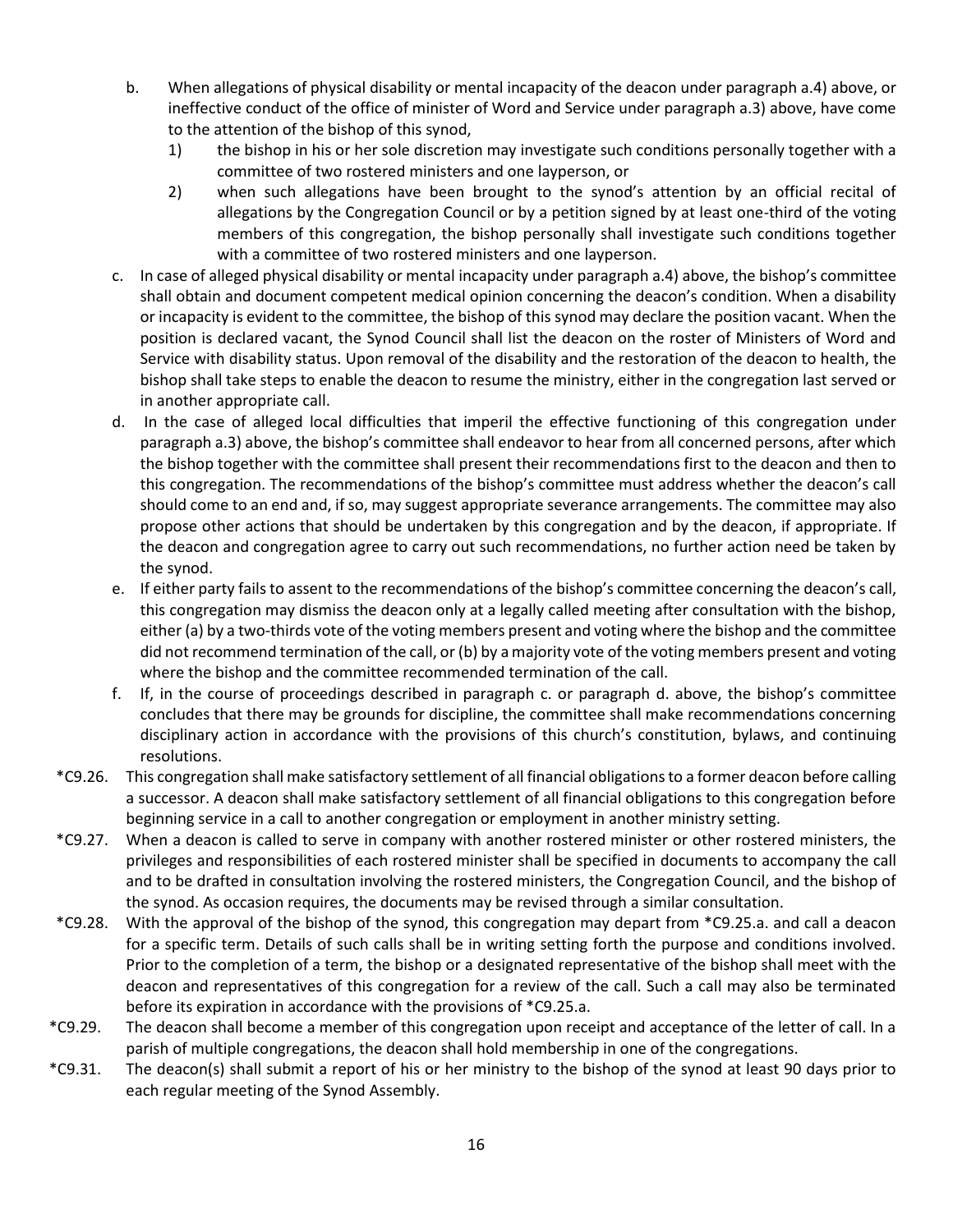b. When allegations of physical disability or mental incapacity of the deacon under paragraph a.4) above, or ineffective conduct of the office of minister of Word and Service under paragraph a.3) above, have come to the attention of the bishop of this synod,
   1) the bishop in his or her sole discretion may investigate such conditions personally together with a committee of two rostered ministers and one layperson, or
   2) when such allegations have been brought to the synod's attention by an official recital of allegations by the Congregation Council or by a petition signed by at least one-third of the voting members of this congregation, the bishop personally shall investigate such conditions together with a committee of two rostered ministers and one layperson.

c. In case of alleged physical disability or mental incapacity under paragraph a.4) above, the bishop's committee shall obtain and document competent medical opinion concerning the deacon's condition. When a disability or incapacity is evident to the committee, the bishop of this synod may declare the position vacant. When the position is declared vacant, the Synod Council shall list the deacon on the roster of Ministers of Word and Service with disability status. Upon removal of the disability and the restoration of the deacon to health, the bishop shall take steps to enable the deacon to resume the ministry, either in the congregation last served or in another appropriate call.

d. In the case of alleged local difficulties that imperil the effective functioning of this congregation under paragraph a.3) above, the bishop's committee shall endeavor to hear from all concerned persons, after which the bishop together with the committee shall present their recommendations first to the deacon and then to this congregation. The recommendations of the bishop's committee must address whether the deacon's call should come to an end and, if so, may suggest appropriate severance arrangements. The committee may also propose other actions that should be undertaken by this congregation and by the deacon, if appropriate. If the deacon and congregation agree to carry out such recommendations, no further action need be taken by the synod.

e. If either party fails to assent to the recommendations of the bishop's committee concerning the deacon's call, this congregation may dismiss the deacon only at a legally called meeting after consultation with the bishop, either (a) by a two-thirds vote of the voting members present and voting where the bishop and the committee did not recommend termination of the call, or (b) by a majority vote of the voting members present and voting where the bishop and the committee recommended termination of the call.

f. If, in the course of proceedings described in paragraph c. or paragraph d. above, the bishop's committee concludes that there may be grounds for discipline, the committee shall make recommendations concerning disciplinary action in accordance with the provisions of this church's constitution, bylaws, and continuing resolutions.

*C9.26. This congregation shall make satisfactory settlement of all financial obligations to a former deacon before calling a successor. A deacon shall make satisfactory settlement of all financial obligations to this congregation before beginning service in a call to another congregation or employment in another ministry setting.

*C9.27. When a deacon is called to serve in company with another rostered minister or other rostered ministers, the privileges and responsibilities of each rostered minister shall be specified in documents to accompany the call and to be drafted in consultation involving the rostered ministers, the Congregation Council, and the bishop of the synod. As occasion requires, the documents may be revised through a similar consultation.

*C9.28. With the approval of the bishop of the synod, this congregation may depart from *C9.25.a. and call a deacon for a specific term. Details of such calls shall be in writing setting forth the purpose and conditions involved. Prior to the completion of a term, the bishop or a designated representative of the bishop shall meet with the deacon and representatives of this congregation for a review of the call. Such a call may also be terminated before its expiration in accordance with the provisions of *C9.25.a.

*C9.29. The deacon shall become a member of this congregation upon receipt and acceptance of the letter of call. In a parish of multiple congregations, the deacon shall hold membership in one of the congregations.

*C9.31. The deacon(s) shall submit a report of his or her ministry to the bishop of the synod at least 90 days prior to each regular meeting of the Synod Assembly.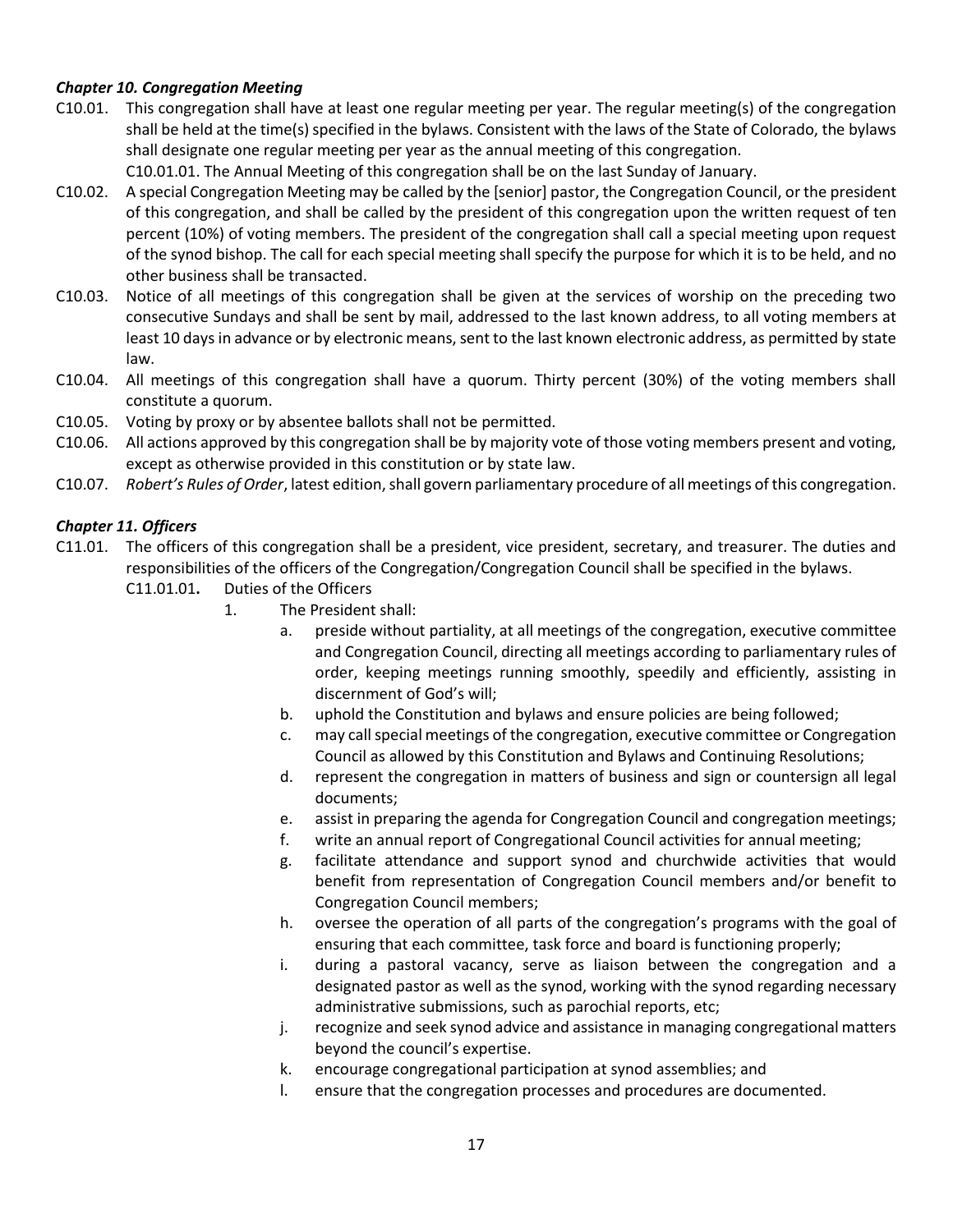### *Chapter 10. Congregation Meeting*

C10.01. This congregation shall have at least one regular meeting per year. The regular meeting(s) of the congregation shall be held at the time(s) specified in the bylaws. Consistent with the laws of the State of Colorado, the bylaws shall designate one regular meeting per year as the annual meeting of this congregation.

C10.01.01. The Annual Meeting of this congregation shall be on the last Sunday of January.

C10.02. A special Congregation Meeting may be called by the [senior] pastor, the Congregation Council, or the president of this congregation, and shall be called by the president of this congregation upon the written request of ten percent (10%) of voting members. The president of the congregation shall call a special meeting upon request of the synod bishop. The call for each special meeting shall specify the purpose for which it is to be held, and no other business shall be transacted.

C10.03. Notice of all meetings of this congregation shall be given at the services of worship on the preceding two consecutive Sundays and shall be sent by mail, addressed to the last known address, to all voting members at least 10 days in advance or by electronic means, sent to the last known electronic address, as permitted by state law.

C10.04. All meetings of this congregation shall have a quorum. Thirty percent (30%) of the voting members shall constitute a quorum.

C10.05. Voting by proxy or by absentee ballots shall not be permitted.

C10.06. All actions approved by this congregation shall be by majority vote of those voting members present and voting, except as otherwise provided in this constitution or by state law.

C10.07. *Robert's Rules of Order*, latest edition, shall govern parliamentary procedure of all meetings of this congregation.

### *Chapter 11. Officers*

C11.01. The officers of this congregation shall be a president, vice president, secretary, and treasurer. The duties and responsibilities of the officers of the Congregation/Congregation Council shall be specified in the bylaws.

C11.01.01**.** Duties of the Officers

1. The President shall:
   a. preside without partiality, at all meetings of the congregation, executive committee and Congregation Council, directing all meetings according to parliamentary rules of order, keeping meetings running smoothly, speedily and efficiently, assisting in discernment of God's will;
   b. uphold the Constitution and bylaws and ensure policies are being followed;
   c. may call special meetings of the congregation, executive committee or Congregation Council as allowed by this Constitution and Bylaws and Continuing Resolutions;
   d. represent the congregation in matters of business and sign or countersign all legal documents;
   e. assist in preparing the agenda for Congregation Council and congregation meetings;
   f. write an annual report of Congregational Council activities for annual meeting;
   g. facilitate attendance and support synod and churchwide activities that would benefit from representation of Congregation Council members and/or benefit to Congregation Council members;
   h. oversee the operation of all parts of the congregation's programs with the goal of ensuring that each committee, task force and board is functioning properly;
   i. during a pastoral vacancy, serve as liaison between the congregation and a designated pastor as well as the synod, working with the synod regarding necessary administrative submissions, such as parochial reports, etc;
   j. recognize and seek synod advice and assistance in managing congregational matters beyond the council's expertise.
   k. encourage congregational participation at synod assemblies; and
   l. ensure that the congregation processes and procedures are documented.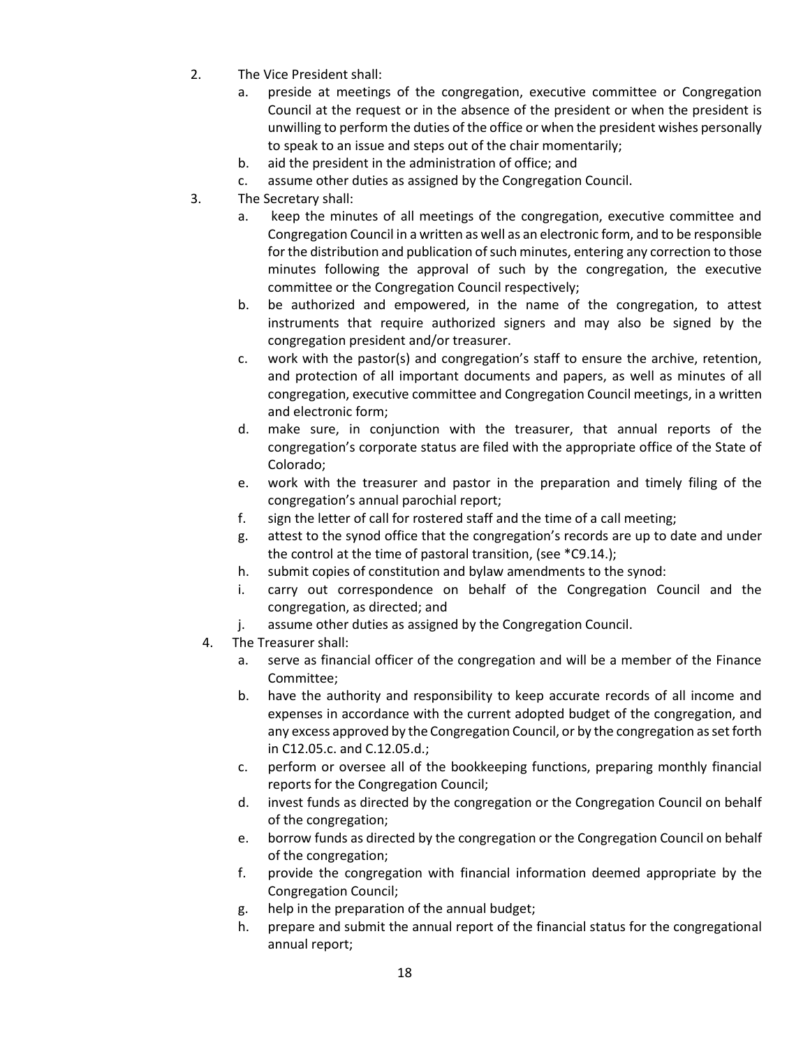2. The Vice President shall:
   a. preside at meetings of the congregation, executive committee or Congregation Council at the request or in the absence of the president or when the president is unwilling to perform the duties of the office or when the president wishes personally to speak to an issue and steps out of the chair momentarily;
   b. aid the president in the administration of office; and
   c. assume other duties as assigned by the Congregation Council.
3. The Secretary shall:
   a. keep the minutes of all meetings of the congregation, executive committee and Congregation Council in a written as well as an electronic form, and to be responsible for the distribution and publication of such minutes, entering any correction to those minutes following the approval of such by the congregation, the executive committee or the Congregation Council respectively;
   b. be authorized and empowered, in the name of the congregation, to attest instruments that require authorized signers and may also be signed by the congregation president and/or treasurer.
   c. work with the pastor(s) and congregation's staff to ensure the archive, retention, and protection of all important documents and papers, as well as minutes of all congregation, executive committee and Congregation Council meetings, in a written and electronic form;
   d. make sure, in conjunction with the treasurer, that annual reports of the congregation's corporate status are filed with the appropriate office of the State of Colorado;
   e. work with the treasurer and pastor in the preparation and timely filing of the congregation's annual parochial report;
   f. sign the letter of call for rostered staff and the time of a call meeting;
   g. attest to the synod office that the congregation's records are up to date and under the control at the time of pastoral transition, (see *C9.14.);
   h. submit copies of constitution and bylaw amendments to the synod:
   i. carry out correspondence on behalf of the Congregation Council and the congregation, as directed; and
   j. assume other duties as assigned by the Congregation Council.
4. The Treasurer shall:
   a. serve as financial officer of the congregation and will be a member of the Finance Committee;
   b. have the authority and responsibility to keep accurate records of all income and expenses in accordance with the current adopted budget of the congregation, and any excess approved by the Congregation Council, or by the congregation as set forth in C12.05.c. and C.12.05.d.;
   c. perform or oversee all of the bookkeeping functions, preparing monthly financial reports for the Congregation Council;
   d. invest funds as directed by the congregation or the Congregation Council on behalf of the congregation;
   e. borrow funds as directed by the congregation or the Congregation Council on behalf of the congregation;
   f. provide the congregation with financial information deemed appropriate by the Congregation Council;
   g. help in the preparation of the annual budget;
   h. prepare and submit the annual report of the financial status for the congregational annual report;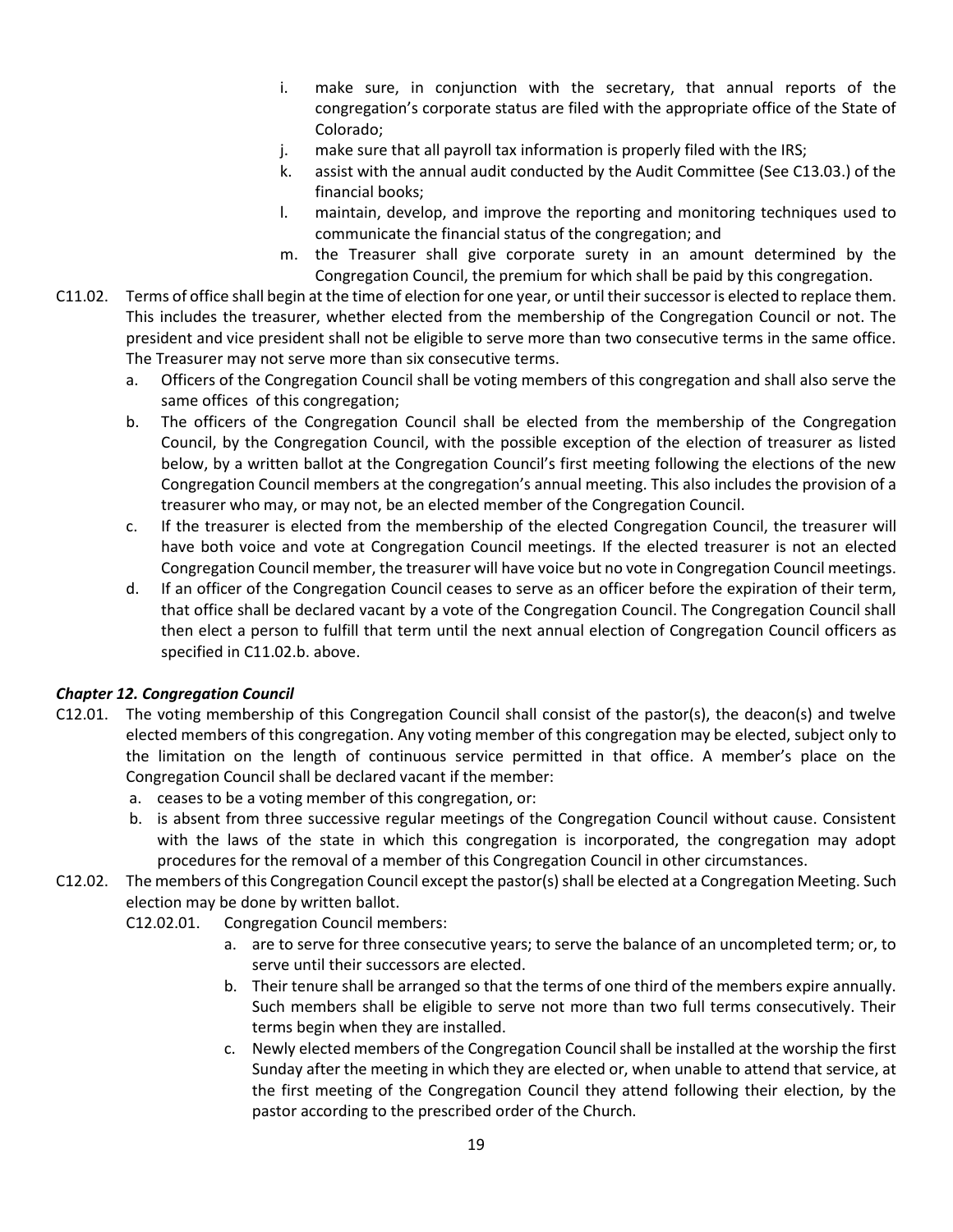i. make sure, in conjunction with the secretary, that annual reports of the congregation's corporate status are filed with the appropriate office of the State of Colorado;
j. make sure that all payroll tax information is properly filed with the IRS;
k. assist with the annual audit conducted by the Audit Committee (See C13.03.) of the financial books;
l. maintain, develop, and improve the reporting and monitoring techniques used to communicate the financial status of the congregation; and
m. the Treasurer shall give corporate surety in an amount determined by the Congregation Council, the premium for which shall be paid by this congregation.

C11.02. Terms of office shall begin at the time of election for one year, or until their successor is elected to replace them. This includes the treasurer, whether elected from the membership of the Congregation Council or not. The president and vice president shall not be eligible to serve more than two consecutive terms in the same office. The Treasurer may not serve more than six consecutive terms.

a. Officers of the Congregation Council shall be voting members of this congregation and shall also serve the same offices of this congregation;
b. The officers of the Congregation Council shall be elected from the membership of the Congregation Council, by the Congregation Council, with the possible exception of the election of treasurer as listed below, by a written ballot at the Congregation Council's first meeting following the elections of the new Congregation Council members at the congregation's annual meeting. This also includes the provision of a treasurer who may, or may not, be an elected member of the Congregation Council.
c. If the treasurer is elected from the membership of the elected Congregation Council, the treasurer will have both voice and vote at Congregation Council meetings. If the elected treasurer is not an elected Congregation Council member, the treasurer will have voice but no vote in Congregation Council meetings.
d. If an officer of the Congregation Council ceases to serve as an officer before the expiration of their term, that office shall be declared vacant by a vote of the Congregation Council. The Congregation Council shall then elect a person to fulfill that term until the next annual election of Congregation Council officers as specified in C11.02.b. above.

### ***Chapter 12. Congregation Council***

C12.01. The voting membership of this Congregation Council shall consist of the pastor(s), the deacon(s) and twelve elected members of this congregation. Any voting member of this congregation may be elected, subject only to the limitation on the length of continuous service permitted in that office. A member's place on the Congregation Council shall be declared vacant if the member:

a. ceases to be a voting member of this congregation, or:
b. is absent from three successive regular meetings of the Congregation Council without cause. Consistent with the laws of the state in which this congregation is incorporated, the congregation may adopt procedures for the removal of a member of this Congregation Council in other circumstances.

C12.02. The members of this Congregation Council except the pastor(s) shall be elected at a Congregation Meeting. Such election may be done by written ballot.

C12.02.01. Congregation Council members:

a. are to serve for three consecutive years; to serve the balance of an uncompleted term; or, to serve until their successors are elected.
b. Their tenure shall be arranged so that the terms of one third of the members expire annually. Such members shall be eligible to serve not more than two full terms consecutively. Their terms begin when they are installed.
c. Newly elected members of the Congregation Council shall be installed at the worship the first Sunday after the meeting in which they are elected or, when unable to attend that service, at the first meeting of the Congregation Council they attend following their election, by the pastor according to the prescribed order of the Church.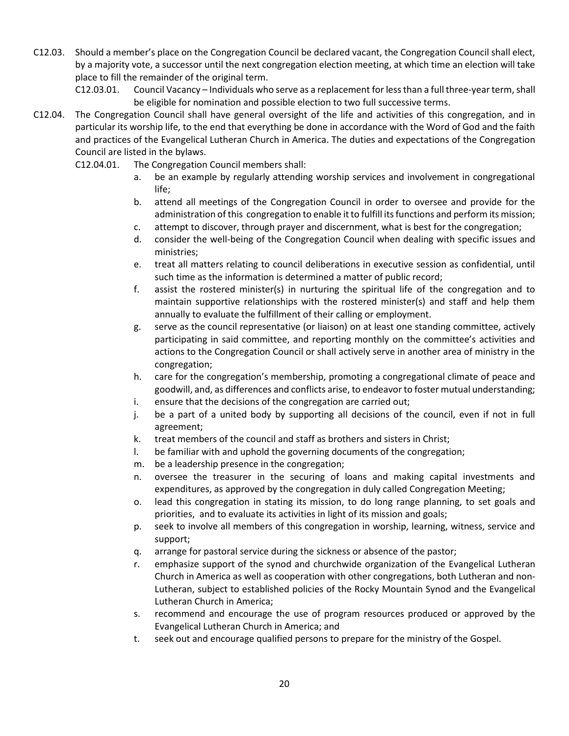C12.03. Should a member's place on the Congregation Council be declared vacant, the Congregation Council shall elect, by a majority vote, a successor until the next congregation election meeting, at which time an election will take place to fill the remainder of the original term.

C12.03.01. Council Vacancy – Individuals who serve as a replacement for less than a full three-year term, shall be eligible for nomination and possible election to two full successive terms.

C12.04. The Congregation Council shall have general oversight of the life and activities of this congregation, and in particular its worship life, to the end that everything be done in accordance with the Word of God and the faith and practices of the Evangelical Lutheran Church in America. The duties and expectations of the Congregation Council are listed in the bylaws.

C12.04.01. The Congregation Council members shall:

a. be an example by regularly attending worship services and involvement in congregational life;
b. attend all meetings of the Congregation Council in order to oversee and provide for the administration of this congregation to enable it to fulfill its functions and perform its mission;
c. attempt to discover, through prayer and discernment, what is best for the congregation;
d. consider the well-being of the Congregation Council when dealing with specific issues and ministries;
e. treat all matters relating to council deliberations in executive session as confidential, until such time as the information is determined a matter of public record;
f. assist the rostered minister(s) in nurturing the spiritual life of the congregation and to maintain supportive relationships with the rostered minister(s) and staff and help them annually to evaluate the fulfillment of their calling or employment.
g. serve as the council representative (or liaison) on at least one standing committee, actively participating in said committee, and reporting monthly on the committee's activities and actions to the Congregation Council or shall actively serve in another area of ministry in the congregation;
h. care for the congregation's membership, promoting a congregational climate of peace and goodwill, and, as differences and conflicts arise, to endeavor to foster mutual understanding;
i. ensure that the decisions of the congregation are carried out;
j. be a part of a united body by supporting all decisions of the council, even if not in full agreement;
k. treat members of the council and staff as brothers and sisters in Christ;
l. be familiar with and uphold the governing documents of the congregation;
m. be a leadership presence in the congregation;
n. oversee the treasurer in the securing of loans and making capital investments and expenditures, as approved by the congregation in duly called Congregation Meeting;
o. lead this congregation in stating its mission, to do long range planning, to set goals and priorities, and to evaluate its activities in light of its mission and goals;
p. seek to involve all members of this congregation in worship, learning, witness, service and support;
q. arrange for pastoral service during the sickness or absence of the pastor;
r. emphasize support of the synod and churchwide organization of the Evangelical Lutheran Church in America as well as cooperation with other congregations, both Lutheran and non-Lutheran, subject to established policies of the Rocky Mountain Synod and the Evangelical Lutheran Church in America;
s. recommend and encourage the use of program resources produced or approved by the Evangelical Lutheran Church in America; and
t. seek out and encourage qualified persons to prepare for the ministry of the Gospel.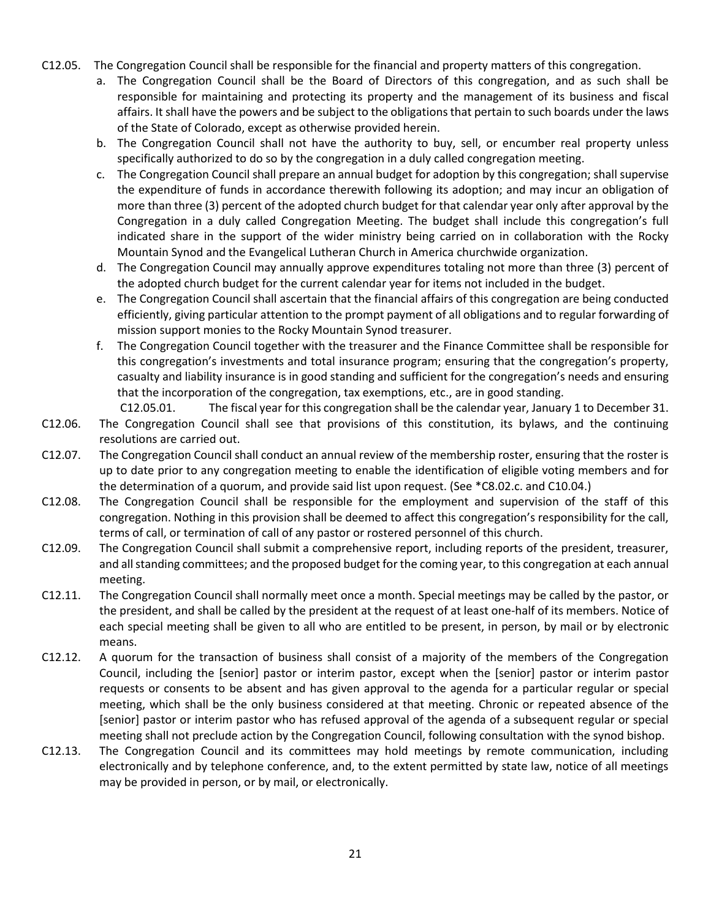C12.05. The Congregation Council shall be responsible for the financial and property matters of this congregation.

a. The Congregation Council shall be the Board of Directors of this congregation, and as such shall be responsible for maintaining and protecting its property and the management of its business and fiscal affairs. It shall have the powers and be subject to the obligations that pertain to such boards under the laws of the State of Colorado, except as otherwise provided herein.

b. The Congregation Council shall not have the authority to buy, sell, or encumber real property unless specifically authorized to do so by the congregation in a duly called congregation meeting.

c. The Congregation Council shall prepare an annual budget for adoption by this congregation; shall supervise the expenditure of funds in accordance therewith following its adoption; and may incur an obligation of more than three (3) percent of the adopted church budget for that calendar year only after approval by the Congregation in a duly called Congregation Meeting. The budget shall include this congregation's full indicated share in the support of the wider ministry being carried on in collaboration with the Rocky Mountain Synod and the Evangelical Lutheran Church in America churchwide organization.

d. The Congregation Council may annually approve expenditures totaling not more than three (3) percent of the adopted church budget for the current calendar year for items not included in the budget.

e. The Congregation Council shall ascertain that the financial affairs of this congregation are being conducted efficiently, giving particular attention to the prompt payment of all obligations and to regular forwarding of mission support monies to the Rocky Mountain Synod treasurer.

f. The Congregation Council together with the treasurer and the Finance Committee shall be responsible for this congregation's investments and total insurance program; ensuring that the congregation's property, casualty and liability insurance is in good standing and sufficient for the congregation's needs and ensuring that the incorporation of the congregation, tax exemptions, etc., are in good standing.

C12.05.01. The fiscal year for this congregation shall be the calendar year, January 1 to December 31.

C12.06. The Congregation Council shall see that provisions of this constitution, its bylaws, and the continuing resolutions are carried out.

C12.07. The Congregation Council shall conduct an annual review of the membership roster, ensuring that the roster is up to date prior to any congregation meeting to enable the identification of eligible voting members and for the determination of a quorum, and provide said list upon request. (See *C8.02.c. and C10.04.)

C12.08. The Congregation Council shall be responsible for the employment and supervision of the staff of this congregation. Nothing in this provision shall be deemed to affect this congregation's responsibility for the call, terms of call, or termination of call of any pastor or rostered personnel of this church.

C12.09. The Congregation Council shall submit a comprehensive report, including reports of the president, treasurer, and all standing committees; and the proposed budget for the coming year, to this congregation at each annual meeting.

C12.11. The Congregation Council shall normally meet once a month. Special meetings may be called by the pastor, or the president, and shall be called by the president at the request of at least one-half of its members. Notice of each special meeting shall be given to all who are entitled to be present, in person, by mail or by electronic means.

C12.12. A quorum for the transaction of business shall consist of a majority of the members of the Congregation Council, including the [senior] pastor or interim pastor, except when the [senior] pastor or interim pastor requests or consents to be absent and has given approval to the agenda for a particular regular or special meeting, which shall be the only business considered at that meeting. Chronic or repeated absence of the [senior] pastor or interim pastor who has refused approval of the agenda of a subsequent regular or special meeting shall not preclude action by the Congregation Council, following consultation with the synod bishop.

C12.13. The Congregation Council and its committees may hold meetings by remote communication, including electronically and by telephone conference, and, to the extent permitted by state law, notice of all meetings may be provided in person, or by mail, or electronically.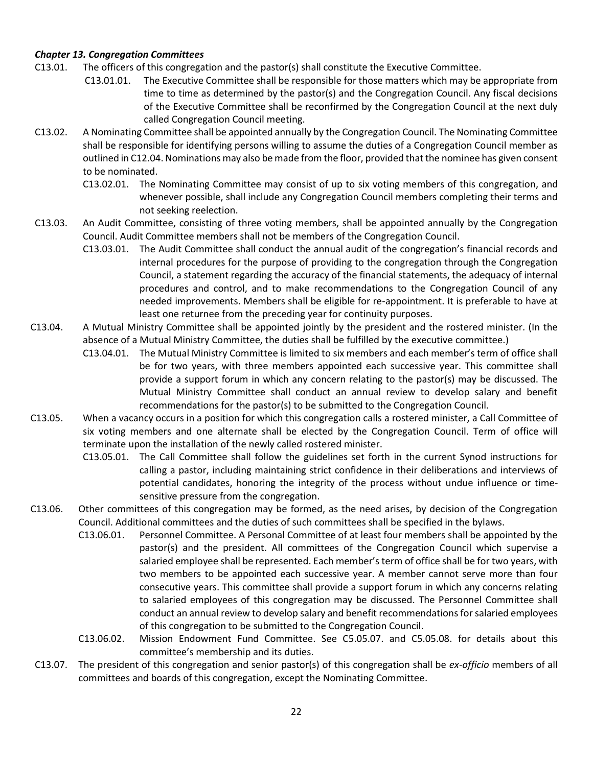***Chapter 13. Congregation Committees***

C13.01. The officers of this congregation and the pastor(s) shall constitute the Executive Committee.

C13.01.01. The Executive Committee shall be responsible for those matters which may be appropriate from time to time as determined by the pastor(s) and the Congregation Council. Any fiscal decisions of the Executive Committee shall be reconfirmed by the Congregation Council at the next duly called Congregation Council meeting.

C13.02. A Nominating Committee shall be appointed annually by the Congregation Council. The Nominating Committee shall be responsible for identifying persons willing to assume the duties of a Congregation Council member as outlined in C12.04. Nominations may also be made from the floor, provided that the nominee has given consent to be nominated.

C13.02.01. The Nominating Committee may consist of up to six voting members of this congregation, and whenever possible, shall include any Congregation Council members completing their terms and not seeking reelection.

C13.03. An Audit Committee, consisting of three voting members, shall be appointed annually by the Congregation Council. Audit Committee members shall not be members of the Congregation Council.

C13.03.01. The Audit Committee shall conduct the annual audit of the congregation's financial records and internal procedures for the purpose of providing to the congregation through the Congregation Council, a statement regarding the accuracy of the financial statements, the adequacy of internal procedures and control, and to make recommendations to the Congregation Council of any needed improvements. Members shall be eligible for re-appointment. It is preferable to have at least one returnee from the preceding year for continuity purposes.

C13.04. A Mutual Ministry Committee shall be appointed jointly by the president and the rostered minister. (In the absence of a Mutual Ministry Committee, the duties shall be fulfilled by the executive committee.)

C13.04.01. The Mutual Ministry Committee is limited to six members and each member's term of office shall be for two years, with three members appointed each successive year. This committee shall provide a support forum in which any concern relating to the pastor(s) may be discussed. The Mutual Ministry Committee shall conduct an annual review to develop salary and benefit recommendations for the pastor(s) to be submitted to the Congregation Council.

C13.05. When a vacancy occurs in a position for which this congregation calls a rostered minister, a Call Committee of six voting members and one alternate shall be elected by the Congregation Council. Term of office will terminate upon the installation of the newly called rostered minister.

C13.05.01. The Call Committee shall follow the guidelines set forth in the current Synod instructions for calling a pastor, including maintaining strict confidence in their deliberations and interviews of potential candidates, honoring the integrity of the process without undue influence or time-sensitive pressure from the congregation.

C13.06. Other committees of this congregation may be formed, as the need arises, by decision of the Congregation Council. Additional committees and the duties of such committees shall be specified in the bylaws.

C13.06.01. Personnel Committee. A Personal Committee of at least four members shall be appointed by the pastor(s) and the president. All committees of the Congregation Council which supervise a salaried employee shall be represented. Each member's term of office shall be for two years, with two members to be appointed each successive year. A member cannot serve more than four consecutive years. This committee shall provide a support forum in which any concerns relating to salaried employees of this congregation may be discussed. The Personnel Committee shall conduct an annual review to develop salary and benefit recommendations for salaried employees of this congregation to be submitted to the Congregation Council.

C13.06.02. Mission Endowment Fund Committee. See C5.05.07. and C5.05.08. for details about this committee's membership and its duties.

C13.07. The president of this congregation and senior pastor(s) of this congregation shall be *ex-officio* members of all committees and boards of this congregation, except the Nominating Committee.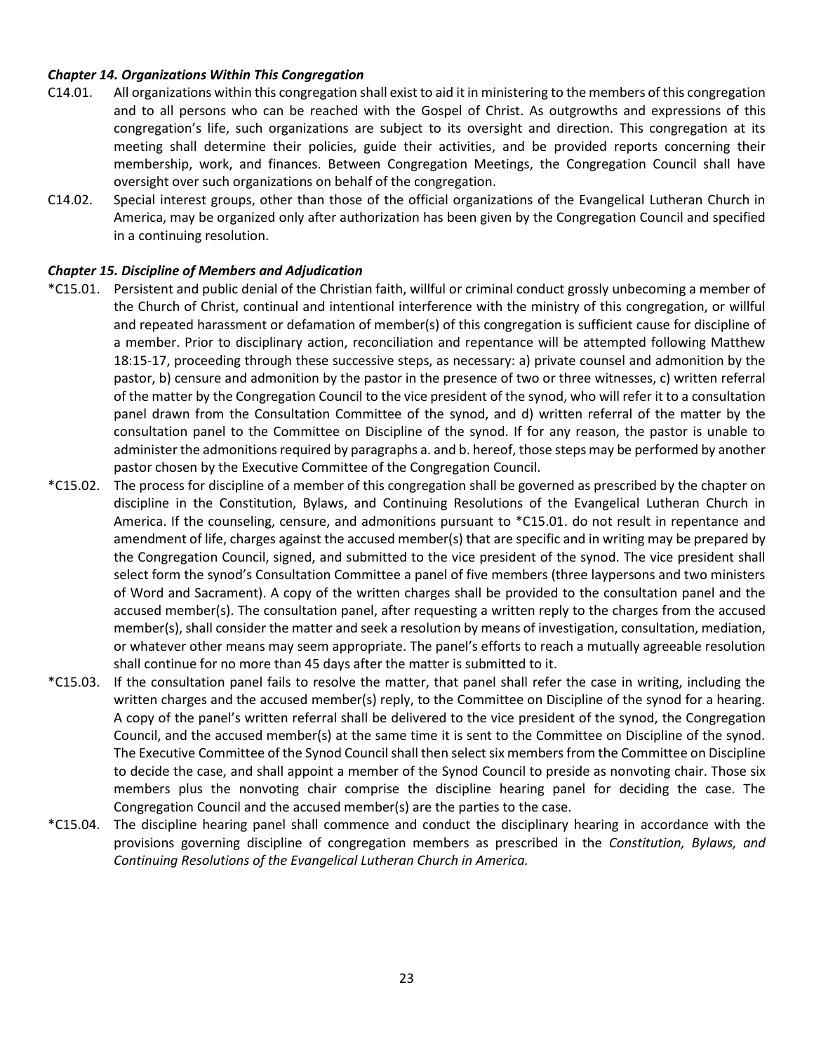***Chapter 14. Organizations Within This Congregation***

C14.01. All organizations within this congregation shall exist to aid it in ministering to the members of this congregation and to all persons who can be reached with the Gospel of Christ. As outgrowths and expressions of this congregation's life, such organizations are subject to its oversight and direction. This congregation at its meeting shall determine their policies, guide their activities, and be provided reports concerning their membership, work, and finances. Between Congregation Meetings, the Congregation Council shall have oversight over such organizations on behalf of the congregation.

C14.02. Special interest groups, other than those of the official organizations of the Evangelical Lutheran Church in America, may be organized only after authorization has been given by the Congregation Council and specified in a continuing resolution.

***Chapter 15. Discipline of Members and Adjudication***

*C15.01. Persistent and public denial of the Christian faith, willful or criminal conduct grossly unbecoming a member of the Church of Christ, continual and intentional interference with the ministry of this congregation, or willful and repeated harassment or defamation of member(s) of this congregation is sufficient cause for discipline of a member. Prior to disciplinary action, reconciliation and repentance will be attempted following Matthew 18:15-17, proceeding through these successive steps, as necessary: a) private counsel and admonition by the pastor, b) censure and admonition by the pastor in the presence of two or three witnesses, c) written referral of the matter by the Congregation Council to the vice president of the synod, who will refer it to a consultation panel drawn from the Consultation Committee of the synod, and d) written referral of the matter by the consultation panel to the Committee on Discipline of the synod. If for any reason, the pastor is unable to administer the admonitions required by paragraphs a. and b. hereof, those steps may be performed by another pastor chosen by the Executive Committee of the Congregation Council.

*C15.02. The process for discipline of a member of this congregation shall be governed as prescribed by the chapter on discipline in the Constitution, Bylaws, and Continuing Resolutions of the Evangelical Lutheran Church in America. If the counseling, censure, and admonitions pursuant to *C15.01. do not result in repentance and amendment of life, charges against the accused member(s) that are specific and in writing may be prepared by the Congregation Council, signed, and submitted to the vice president of the synod. The vice president shall select form the synod's Consultation Committee a panel of five members (three laypersons and two ministers of Word and Sacrament). A copy of the written charges shall be provided to the consultation panel and the accused member(s). The consultation panel, after requesting a written reply to the charges from the accused member(s), shall consider the matter and seek a resolution by means of investigation, consultation, mediation, or whatever other means may seem appropriate. The panel's efforts to reach a mutually agreeable resolution shall continue for no more than 45 days after the matter is submitted to it.

*C15.03. If the consultation panel fails to resolve the matter, that panel shall refer the case in writing, including the written charges and the accused member(s) reply, to the Committee on Discipline of the synod for a hearing. A copy of the panel's written referral shall be delivered to the vice president of the synod, the Congregation Council, and the accused member(s) at the same time it is sent to the Committee on Discipline of the synod. The Executive Committee of the Synod Council shall then select six members from the Committee on Discipline to decide the case, and shall appoint a member of the Synod Council to preside as nonvoting chair. Those six members plus the nonvoting chair comprise the discipline hearing panel for deciding the case. The Congregation Council and the accused member(s) are the parties to the case.

*C15.04. The discipline hearing panel shall commence and conduct the disciplinary hearing in accordance with the provisions governing discipline of congregation members as prescribed in the *Constitution, Bylaws, and Continuing Resolutions of the Evangelical Lutheran Church in America.*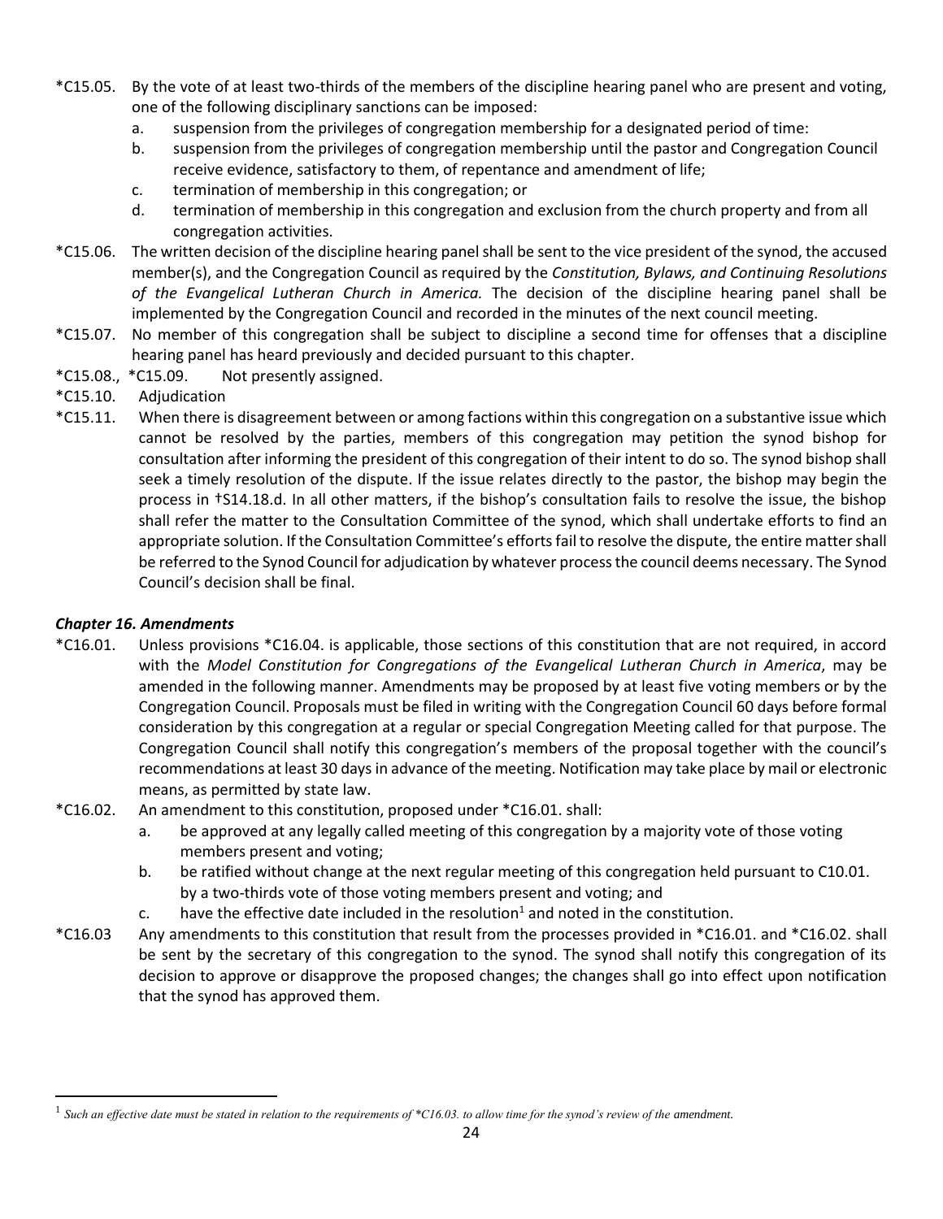*C15.05. By the vote of at least two-thirds of the members of the discipline hearing panel who are present and voting, one of the following disciplinary sanctions can be imposed:

a. suspension from the privileges of congregation membership for a designated period of time:

b. suspension from the privileges of congregation membership until the pastor and Congregation Council receive evidence, satisfactory to them, of repentance and amendment of life;

c. termination of membership in this congregation; or

d. termination of membership in this congregation and exclusion from the church property and from all congregation activities.

*C15.06. The written decision of the discipline hearing panel shall be sent to the vice president of the synod, the accused member(s), and the Congregation Council as required by the *Constitution, Bylaws, and Continuing Resolutions of the Evangelical Lutheran Church in America.* The decision of the discipline hearing panel shall be implemented by the Congregation Council and recorded in the minutes of the next council meeting.

*C15.07. No member of this congregation shall be subject to discipline a second time for offenses that a discipline hearing panel has heard previously and decided pursuant to this chapter.

*C15.08., *C15.09. Not presently assigned.

*C15.10. Adjudication

*C15.11. When there is disagreement between or among factions within this congregation on a substantive issue which cannot be resolved by the parties, members of this congregation may petition the synod bishop for consultation after informing the president of this congregation of their intent to do so. The synod bishop shall seek a timely resolution of the dispute. If the issue relates directly to the pastor, the bishop may begin the process in †S14.18.d. In all other matters, if the bishop's consultation fails to resolve the issue, the bishop shall refer the matter to the Consultation Committee of the synod, which shall undertake efforts to find an appropriate solution. If the Consultation Committee's efforts fail to resolve the dispute, the entire matter shall be referred to the Synod Council for adjudication by whatever process the council deems necessary. The Synod Council's decision shall be final.

### *Chapter 16. Amendments*

*C16.01. Unless provisions *C16.04. is applicable, those sections of this constitution that are not required, in accord with the *Model Constitution for Congregations of the Evangelical Lutheran Church in America*, may be amended in the following manner. Amendments may be proposed by at least five voting members or by the Congregation Council. Proposals must be filed in writing with the Congregation Council 60 days before formal consideration by this congregation at a regular or special Congregation Meeting called for that purpose. The Congregation Council shall notify this congregation's members of the proposal together with the council's recommendations at least 30 days in advance of the meeting. Notification may take place by mail or electronic means, as permitted by state law.

*C16.02. An amendment to this constitution, proposed under *C16.01. shall:

a. be approved at any legally called meeting of this congregation by a majority vote of those voting members present and voting;

b. be ratified without change at the next regular meeting of this congregation held pursuant to C10.01. by a two-thirds vote of those voting members present and voting; and

c. have the effective date included in the resolution[1] and noted in the constitution.

*C16.03 Any amendments to this constitution that result from the processes provided in *C16.01. and *C16.02. shall be sent by the secretary of this congregation to the synod. The synod shall notify this congregation of its decision to approve or disapprove the proposed changes; the changes shall go into effect upon notification that the synod has approved them.

---

[1] *Such an effective date must be stated in relation to the requirements of *C16.03. to allow time for the synod's review of the amendment.*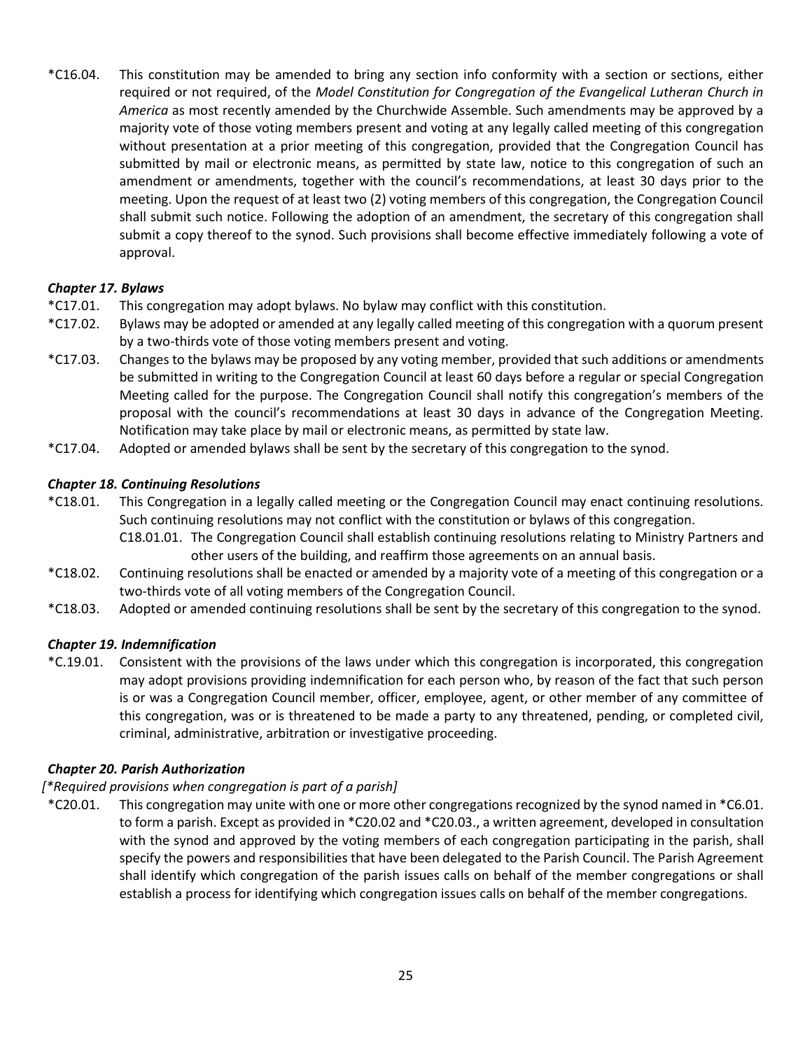*C16.04. This constitution may be amended to bring any section info conformity with a section or sections, either required or not required, of the *Model Constitution for Congregation of the Evangelical Lutheran Church in America* as most recently amended by the Churchwide Assemble. Such amendments may be approved by a majority vote of those voting members present and voting at any legally called meeting of this congregation without presentation at a prior meeting of this congregation, provided that the Congregation Council has submitted by mail or electronic means, as permitted by state law, notice to this congregation of such an amendment or amendments, together with the council's recommendations, at least 30 days prior to the meeting. Upon the request of at least two (2) voting members of this congregation, the Congregation Council shall submit such notice. Following the adoption of an amendment, the secretary of this congregation shall submit a copy thereof to the synod. Such provisions shall become effective immediately following a vote of approval.

### *Chapter 17. Bylaws*

*C17.01. This congregation may adopt bylaws. No bylaw may conflict with this constitution.

*C17.02. Bylaws may be adopted or amended at any legally called meeting of this congregation with a quorum present by a two-thirds vote of those voting members present and voting.

*C17.03. Changes to the bylaws may be proposed by any voting member, provided that such additions or amendments be submitted in writing to the Congregation Council at least 60 days before a regular or special Congregation Meeting called for the purpose. The Congregation Council shall notify this congregation's members of the proposal with the council's recommendations at least 30 days in advance of the Congregation Meeting. Notification may take place by mail or electronic means, as permitted by state law.

*C17.04. Adopted or amended bylaws shall be sent by the secretary of this congregation to the synod.

### *Chapter 18. Continuing Resolutions*

*C18.01. This Congregation in a legally called meeting or the Congregation Council may enact continuing resolutions. Such continuing resolutions may not conflict with the constitution or bylaws of this congregation.

C18.01.01. The Congregation Council shall establish continuing resolutions relating to Ministry Partners and other users of the building, and reaffirm those agreements on an annual basis.

*C18.02. Continuing resolutions shall be enacted or amended by a majority vote of a meeting of this congregation or a two-thirds vote of all voting members of the Congregation Council.

*C18.03. Adopted or amended continuing resolutions shall be sent by the secretary of this congregation to the synod.

### *Chapter 19. Indemnification*

*C.19.01. Consistent with the provisions of the laws under which this congregation is incorporated, this congregation may adopt provisions providing indemnification for each person who, by reason of the fact that such person is or was a Congregation Council member, officer, employee, agent, or other member of any committee of this congregation, was or is threatened to be made a party to any threatened, pending, or completed civil, criminal, administrative, arbitration or investigative proceeding.

### *Chapter 20. Parish Authorization*

*[*Required provisions when congregation is part of a parish]*

*C20.01. This congregation may unite with one or more other congregations recognized by the synod named in *C6.01. to form a parish. Except as provided in *C20.02 and *C20.03., a written agreement, developed in consultation with the synod and approved by the voting members of each congregation participating in the parish, shall specify the powers and responsibilities that have been delegated to the Parish Council. The Parish Agreement shall identify which congregation of the parish issues calls on behalf of the member congregations or shall establish a process for identifying which congregation issues calls on behalf of the member congregations.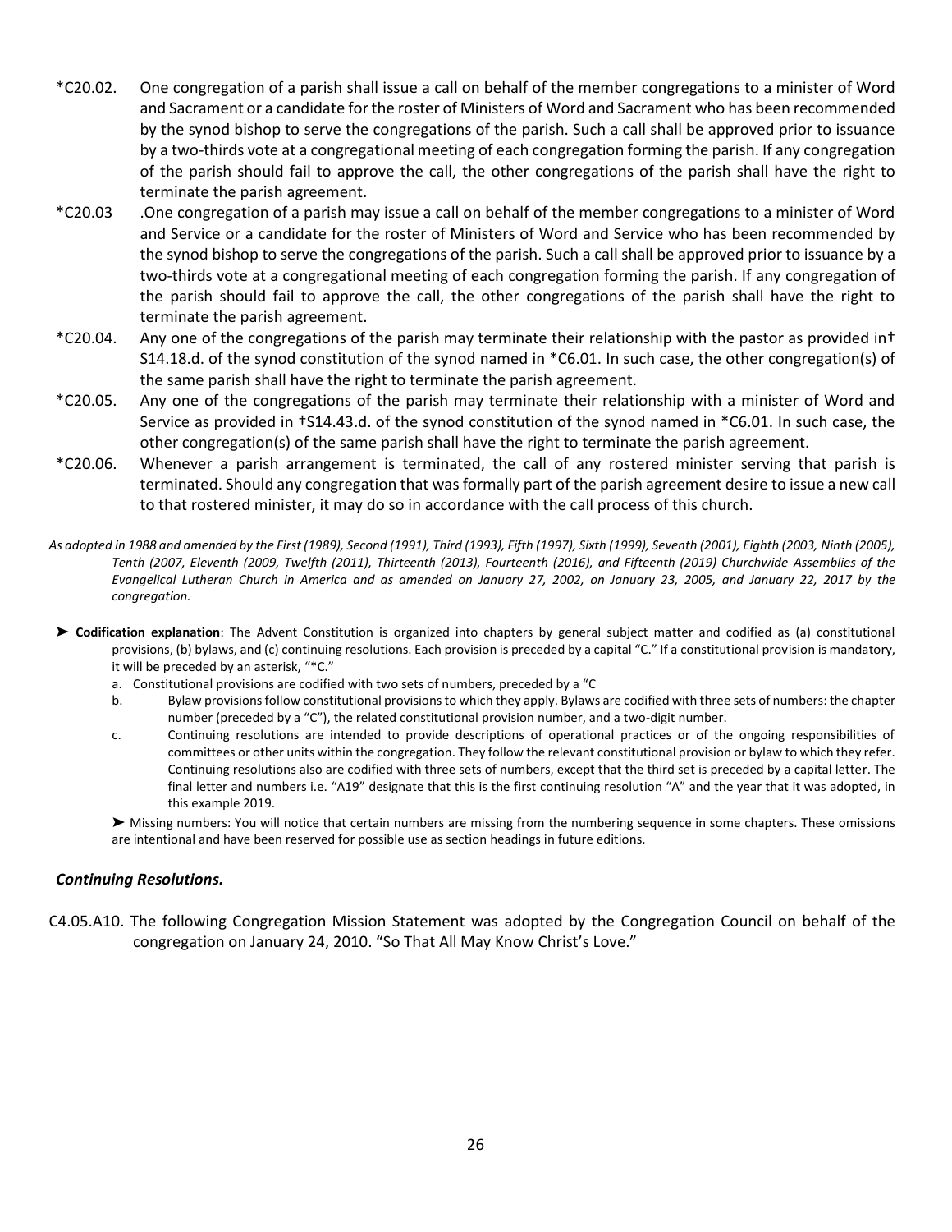*C20.02. One congregation of a parish shall issue a call on behalf of the member congregations to a minister of Word and Sacrament or a candidate for the roster of Ministers of Word and Sacrament who has been recommended by the synod bishop to serve the congregations of the parish. Such a call shall be approved prior to issuance by a two-thirds vote at a congregational meeting of each congregation forming the parish. If any congregation of the parish should fail to approve the call, the other congregations of the parish shall have the right to terminate the parish agreement.

*C20.03 .One congregation of a parish may issue a call on behalf of the member congregations to a minister of Word and Service or a candidate for the roster of Ministers of Word and Service who has been recommended by the synod bishop to serve the congregations of the parish. Such a call shall be approved prior to issuance by a two-thirds vote at a congregational meeting of each congregation forming the parish. If any congregation of the parish should fail to approve the call, the other congregations of the parish shall have the right to terminate the parish agreement.

*C20.04. Any one of the congregations of the parish may terminate their relationship with the pastor as provided in† S14.18.d. of the synod constitution of the synod named in *C6.01. In such case, the other congregation(s) of the same parish shall have the right to terminate the parish agreement.

*C20.05. Any one of the congregations of the parish may terminate their relationship with a minister of Word and Service as provided in †S14.43.d. of the synod constitution of the synod named in *C6.01. In such case, the other congregation(s) of the same parish shall have the right to terminate the parish agreement.

*C20.06. Whenever a parish arrangement is terminated, the call of any rostered minister serving that parish is terminated. Should any congregation that was formally part of the parish agreement desire to issue a new call to that rostered minister, it may do so in accordance with the call process of this church.

*As adopted in 1988 and amended by the First (1989), Second (1991), Third (1993), Fifth (1997), Sixth (1999), Seventh (2001), Eighth (2003, Ninth (2005), Tenth (2007, Eleventh (2009, Twelfth (2011), Thirteenth (2013), Fourteenth (2016), and Fifteenth (2019) Churchwide Assemblies of the Evangelical Lutheran Church in America and as amended on January 27, 2002, on January 23, 2005, and January 22, 2017 by the congregation.*

➤ **Codification explanation**: The Advent Constitution is organized into chapters by general subject matter and codified as (a) constitutional provisions, (b) bylaws, and (c) continuing resolutions. Each provision is preceded by a capital "C." If a constitutional provision is mandatory, it will be preceded by an asterisk, "*C."

a. Constitutional provisions are codified with two sets of numbers, preceded by a "C
b. Bylaw provisions follow constitutional provisions to which they apply. Bylaws are codified with three sets of numbers: the chapter number (preceded by a "C"), the related constitutional provision number, and a two-digit number.
c. Continuing resolutions are intended to provide descriptions of operational practices or of the ongoing responsibilities of committees or other units within the congregation. They follow the relevant constitutional provision or bylaw to which they refer. Continuing resolutions also are codified with three sets of numbers, except that the third set is preceded by a capital letter. The final letter and numbers i.e. "A19" designate that this is the first continuing resolution "A" and the year that it was adopted, in this example 2019.

➤ Missing numbers: You will notice that certain numbers are missing from the numbering sequence in some chapters. These omissions are intentional and have been reserved for possible use as section headings in future editions.

### *Continuing Resolutions.*

C4.05.A10. The following Congregation Mission Statement was adopted by the Congregation Council on behalf of the congregation on January 24, 2010. "So That All May Know Christ's Love."